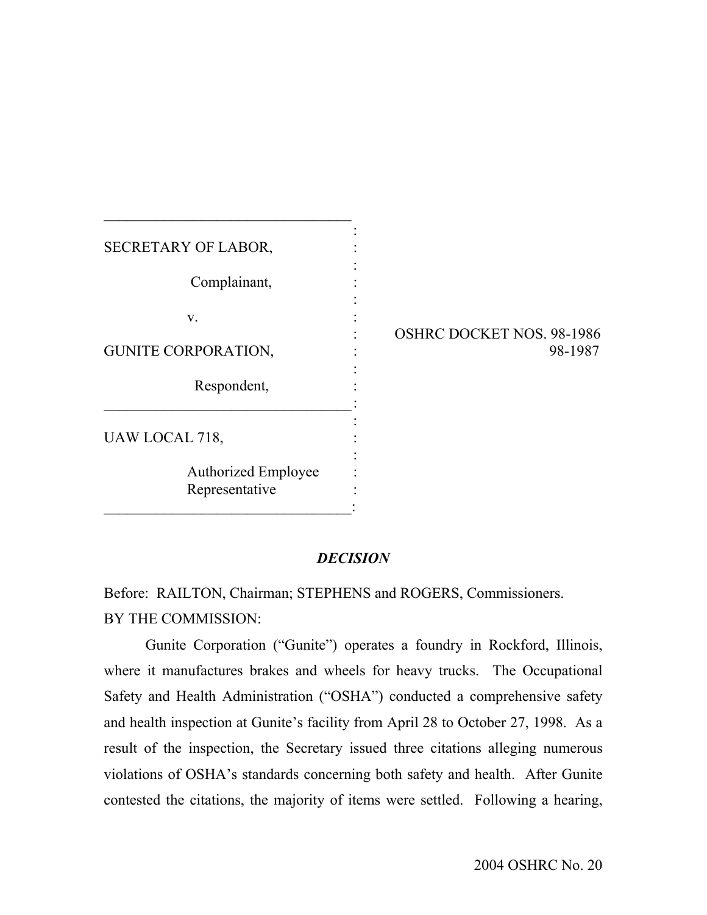| | |
|---|---|
| SECRETARY OF LABOR,<br><br>Complainant,<br><br>v.<br><br>GUNITE CORPORATION,<br><br>Respondent, | OSHRC DOCKET NOS. 98-1986<br>98-1987 |
| UAW LOCAL 718,<br><br>Authorized Employee Representative | |

## *DECISION*

Before: RAILTON, Chairman; STEPHENS and ROGERS, Commissioners.

BY THE COMMISSION:

Gunite Corporation ("Gunite") operates a foundry in Rockford, Illinois, where it manufactures brakes and wheels for heavy trucks. The Occupational Safety and Health Administration ("OSHA") conducted a comprehensive safety and health inspection at Gunite's facility from April 28 to October 27, 1998. As a result of the inspection, the Secretary issued three citations alleging numerous violations of OSHA's standards concerning both safety and health. After Gunite contested the citations, the majority of items were settled. Following a hearing,

2004 OSHRC No. 20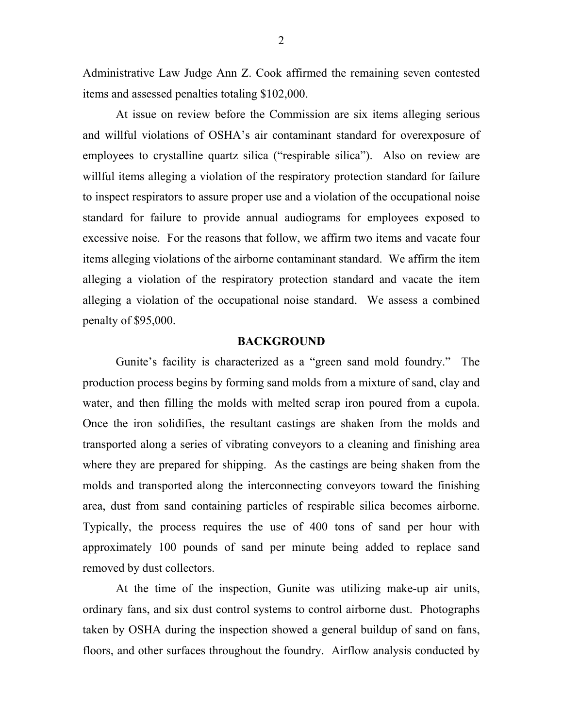Administrative Law Judge Ann Z. Cook affirmed the remaining seven contested items and assessed penalties totaling $102,000.

At issue on review before the Commission are six items alleging serious and willful violations of OSHA's air contaminant standard for overexposure of employees to crystalline quartz silica ("respirable silica"). Also on review are willful items alleging a violation of the respiratory protection standard for failure to inspect respirators to assure proper use and a violation of the occupational noise standard for failure to provide annual audiograms for employees exposed to excessive noise. For the reasons that follow, we affirm two items and vacate four items alleging violations of the airborne contaminant standard. We affirm the item alleging a violation of the respiratory protection standard and vacate the item alleging a violation of the occupational noise standard. We assess a combined penalty of $95,000.

## BACKGROUND

Gunite's facility is characterized as a "green sand mold foundry." The production process begins by forming sand molds from a mixture of sand, clay and water, and then filling the molds with melted scrap iron poured from a cupola. Once the iron solidifies, the resultant castings are shaken from the molds and transported along a series of vibrating conveyors to a cleaning and finishing area where they are prepared for shipping. As the castings are being shaken from the molds and transported along the interconnecting conveyors toward the finishing area, dust from sand containing particles of respirable silica becomes airborne. Typically, the process requires the use of 400 tons of sand per hour with approximately 100 pounds of sand per minute being added to replace sand removed by dust collectors.

At the time of the inspection, Gunite was utilizing make-up air units, ordinary fans, and six dust control systems to control airborne dust. Photographs taken by OSHA during the inspection showed a general buildup of sand on fans, floors, and other surfaces throughout the foundry. Airflow analysis conducted by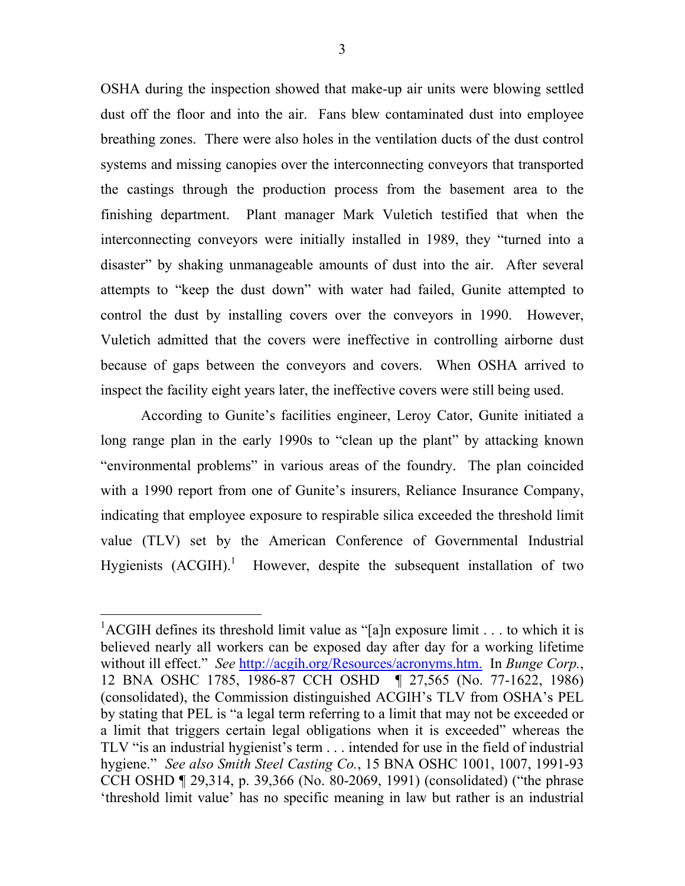OSHA during the inspection showed that make-up air units were blowing settled dust off the floor and into the air. Fans blew contaminated dust into employee breathing zones. There were also holes in the ventilation ducts of the dust control systems and missing canopies over the interconnecting conveyors that transported the castings through the production process from the basement area to the finishing department. Plant manager Mark Vuletich testified that when the interconnecting conveyors were initially installed in 1989, they "turned into a disaster" by shaking unmanageable amounts of dust into the air. After several attempts to "keep the dust down" with water had failed, Gunite attempted to control the dust by installing covers over the conveyors in 1990. However, Vuletich admitted that the covers were ineffective in controlling airborne dust because of gaps between the conveyors and covers. When OSHA arrived to inspect the facility eight years later, the ineffective covers were still being used.

According to Gunite's facilities engineer, Leroy Cator, Gunite initiated a long range plan in the early 1990s to "clean up the plant" by attacking known "environmental problems" in various areas of the foundry. The plan coincided with a 1990 report from one of Gunite's insurers, Reliance Insurance Company, indicating that employee exposure to respirable silica exceeded the threshold limit value (TLV) set by the American Conference of Governmental Industrial Hygienists (ACGIH).[1] However, despite the subsequent installation of two

---

[1]ACGIH defines its threshold limit value as "[a]n exposure limit . . . to which it is believed nearly all workers can be exposed day after day for a working lifetime without ill effect." *See* http://acgih.org/Resources/acronyms.htm. In *Bunge Corp.*, 12 BNA OSHC 1785, 1986-87 CCH OSHD ¶ 27,565 (No. 77-1622, 1986) (consolidated), the Commission distinguished ACGIH's TLV from OSHA's PEL by stating that PEL is "a legal term referring to a limit that may not be exceeded or a limit that triggers certain legal obligations when it is exceeded" whereas the TLV "is an industrial hygienist's term . . . intended for use in the field of industrial hygiene." *See also Smith Steel Casting Co.*, 15 BNA OSHC 1001, 1007, 1991-93 CCH OSHD ¶ 29,314, p. 39,366 (No. 80-2069, 1991) (consolidated) ("the phrase 'threshold limit value' has no specific meaning in law but rather is an industrial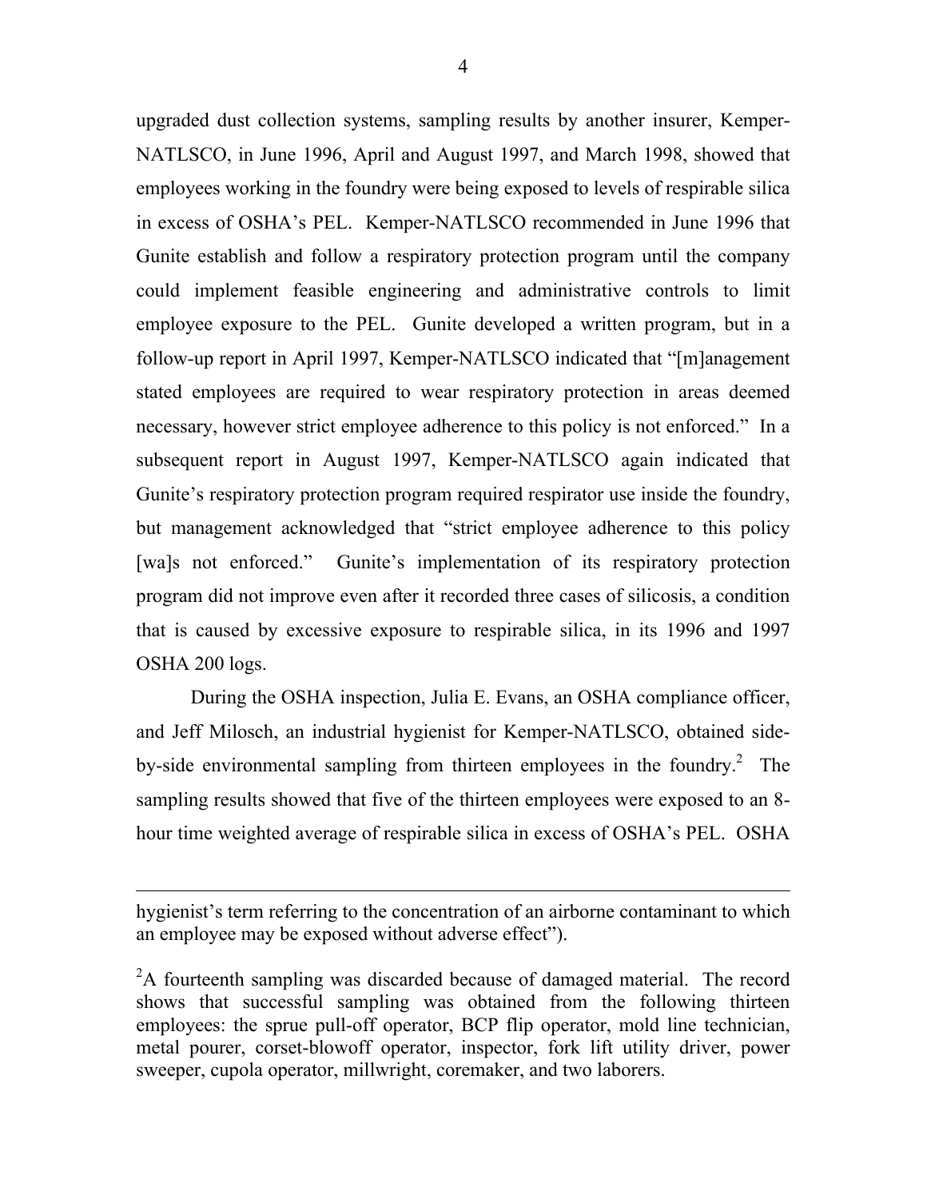upgraded dust collection systems, sampling results by another insurer, Kemper-NATLSCO, in June 1996, April and August 1997, and March 1998, showed that employees working in the foundry were being exposed to levels of respirable silica in excess of OSHA's PEL. Kemper-NATLSCO recommended in June 1996 that Gunite establish and follow a respiratory protection program until the company could implement feasible engineering and administrative controls to limit employee exposure to the PEL. Gunite developed a written program, but in a follow-up report in April 1997, Kemper-NATLSCO indicated that "[m]anagement stated employees are required to wear respiratory protection in areas deemed necessary, however strict employee adherence to this policy is not enforced." In a subsequent report in August 1997, Kemper-NATLSCO again indicated that Gunite's respiratory protection program required respirator use inside the foundry, but management acknowledged that "strict employee adherence to this policy [wa]s not enforced." Gunite's implementation of its respiratory protection program did not improve even after it recorded three cases of silicosis, a condition that is caused by excessive exposure to respirable silica, in its 1996 and 1997 OSHA 200 logs.

During the OSHA inspection, Julia E. Evans, an OSHA compliance officer, and Jeff Milosch, an industrial hygienist for Kemper-NATLSCO, obtained side-by-side environmental sampling from thirteen employees in the foundry.[2] The sampling results showed that five of the thirteen employees were exposed to an 8-hour time weighted average of respirable silica in excess of OSHA's PEL. OSHA

---

hygienist's term referring to the concentration of an airborne contaminant to which an employee may be exposed without adverse effect").

[2]A fourteenth sampling was discarded because of damaged material. The record shows that successful sampling was obtained from the following thirteen employees: the sprue pull-off operator, BCP flip operator, mold line technician, metal pourer, corset-blowoff operator, inspector, fork lift utility driver, power sweeper, cupola operator, millwright, coremaker, and two laborers.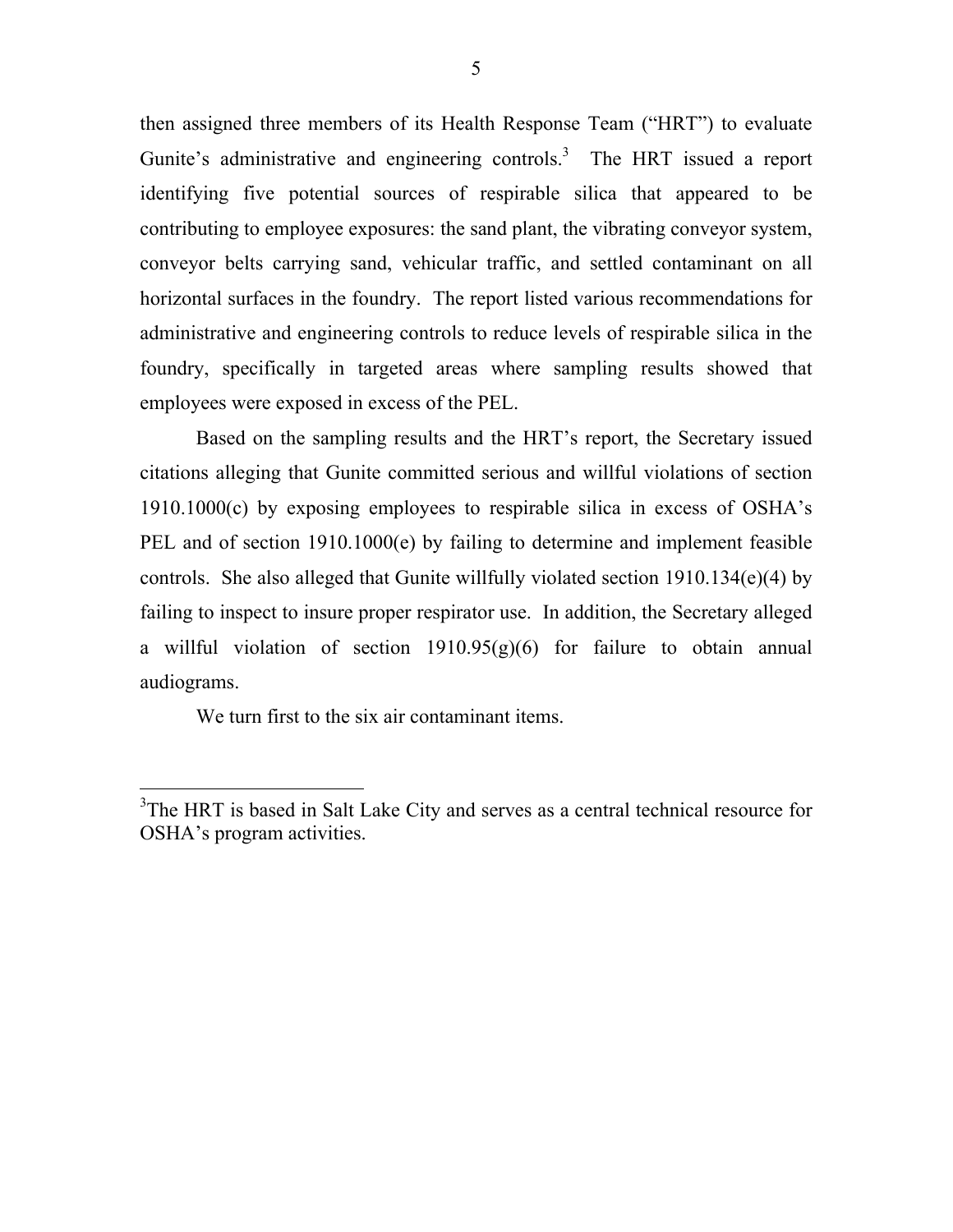then assigned three members of its Health Response Team ("HRT") to evaluate Gunite's administrative and engineering controls.[3] The HRT issued a report identifying five potential sources of respirable silica that appeared to be contributing to employee exposures: the sand plant, the vibrating conveyor system, conveyor belts carrying sand, vehicular traffic, and settled contaminant on all horizontal surfaces in the foundry. The report listed various recommendations for administrative and engineering controls to reduce levels of respirable silica in the foundry, specifically in targeted areas where sampling results showed that employees were exposed in excess of the PEL.

Based on the sampling results and the HRT's report, the Secretary issued citations alleging that Gunite committed serious and willful violations of section 1910.1000(c) by exposing employees to respirable silica in excess of OSHA's PEL and of section 1910.1000(e) by failing to determine and implement feasible controls. She also alleged that Gunite willfully violated section 1910.134(e)(4) by failing to inspect to insure proper respirator use. In addition, the Secretary alleged a willful violation of section 1910.95(g)(6) for failure to obtain annual audiograms.

We turn first to the six air contaminant items.

---

[3]The HRT is based in Salt Lake City and serves as a central technical resource for OSHA's program activities.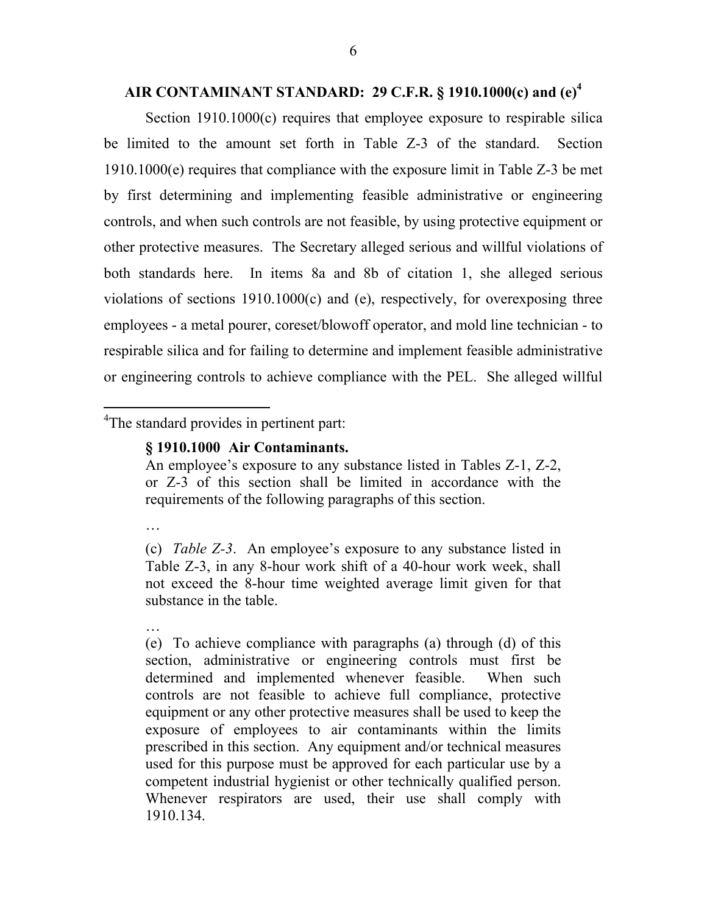## AIR CONTAMINANT STANDARD: 29 C.F.R. § 1910.1000(c) and (e)[4]

Section 1910.1000(c) requires that employee exposure to respirable silica be limited to the amount set forth in Table Z-3 of the standard. Section 1910.1000(e) requires that compliance with the exposure limit in Table Z-3 be met by first determining and implementing feasible administrative or engineering controls, and when such controls are not feasible, by using protective equipment or other protective measures. The Secretary alleged serious and willful violations of both standards here. In items 8a and 8b of citation 1, she alleged serious violations of sections 1910.1000(c) and (e), respectively, for overexposing three employees - a metal pourer, coreset/blowoff operator, and mold line technician - to respirable silica and for failing to determine and implement feasible administrative or engineering controls to achieve compliance with the PEL. She alleged willful

---

[4]The standard provides in pertinent part:

> **§ 1910.1000 Air Contaminants.**
> An employee's exposure to any substance listed in Tables Z-1, Z-2, or Z-3 of this section shall be limited in accordance with the requirements of the following paragraphs of this section.
>
> …
>
> (c) *Table Z-3*. An employee's exposure to any substance listed in Table Z-3, in any 8-hour work shift of a 40-hour work week, shall not exceed the 8-hour time weighted average limit given for that substance in the table.
>
> …
>
> (e) To achieve compliance with paragraphs (a) through (d) of this section, administrative or engineering controls must first be determined and implemented whenever feasible. When such controls are not feasible to achieve full compliance, protective equipment or any other protective measures shall be used to keep the exposure of employees to air contaminants within the limits prescribed in this section. Any equipment and/or technical measures used for this purpose must be approved for each particular use by a competent industrial hygienist or other technically qualified person. Whenever respirators are used, their use shall comply with 1910.134.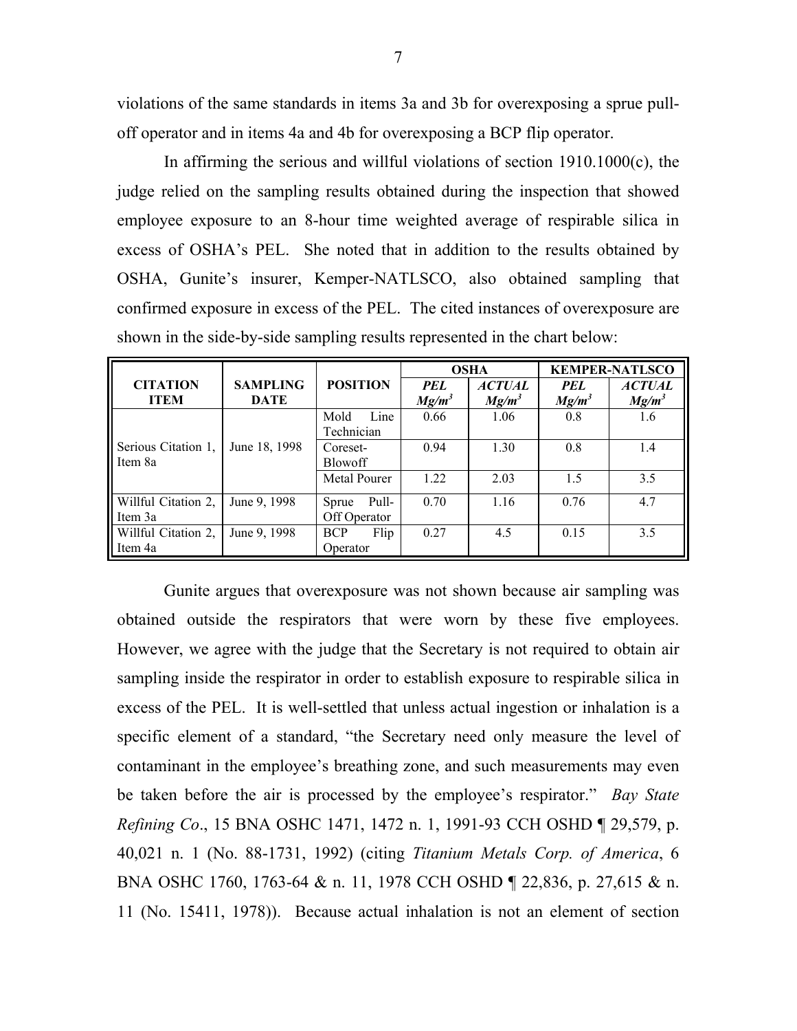violations of the same standards in items 3a and 3b for overexposing a sprue pull-off operator and in items 4a and 4b for overexposing a BCP flip operator.

In affirming the serious and willful violations of section 1910.1000(c), the judge relied on the sampling results obtained during the inspection that showed employee exposure to an 8-hour time weighted average of respirable silica in excess of OSHA's PEL. She noted that in addition to the results obtained by OSHA, Gunite's insurer, Kemper-NATLSCO, also obtained sampling that confirmed exposure in excess of the PEL. The cited instances of overexposure are shown in the side-by-side sampling results represented in the chart below:

| CITATION ITEM | SAMPLING DATE | POSITION | OSHA | | KEMPER-NATLSCO | |
|---|---|---|---|---|---|---|
| | | | ***PEL*** ***Mg/m³*** | ***ACTUAL*** ***Mg/m³*** | ***PEL*** ***Mg/m³*** | ***ACTUAL*** ***Mg/m³*** |
| Serious Citation 1, Item 8a | June 18, 1998 | Mold Line Technician | 0.66 | 1.06 | 0.8 | 1.6 |
| | | Coreset-Blowoff | 0.94 | 1.30 | 0.8 | 1.4 |
| | | Metal Pourer | 1.22 | 2.03 | 1.5 | 3.5 |
| Willful Citation 2, Item 3a | June 9, 1998 | Sprue Pull-Off Operator | 0.70 | 1.16 | 0.76 | 4.7 |
| Willful Citation 2, Item 4a | June 9, 1998 | BCP Flip Operator | 0.27 | 4.5 | 0.15 | 3.5 |

Gunite argues that overexposure was not shown because air sampling was obtained outside the respirators that were worn by these five employees. However, we agree with the judge that the Secretary is not required to obtain air sampling inside the respirator in order to establish exposure to respirable silica in excess of the PEL. It is well-settled that unless actual ingestion or inhalation is a specific element of a standard, "the Secretary need only measure the level of contaminant in the employee's breathing zone, and such measurements may even be taken before the air is processed by the employee's respirator." *Bay State Refining Co*., 15 BNA OSHC 1471, 1472 n. 1, 1991-93 CCH OSHD ¶ 29,579, p. 40,021 n. 1 (No. 88-1731, 1992) (citing *Titanium Metals Corp. of America*, 6 BNA OSHC 1760, 1763-64 & n. 11, 1978 CCH OSHD ¶ 22,836, p. 27,615 & n. 11 (No. 15411, 1978)). Because actual inhalation is not an element of section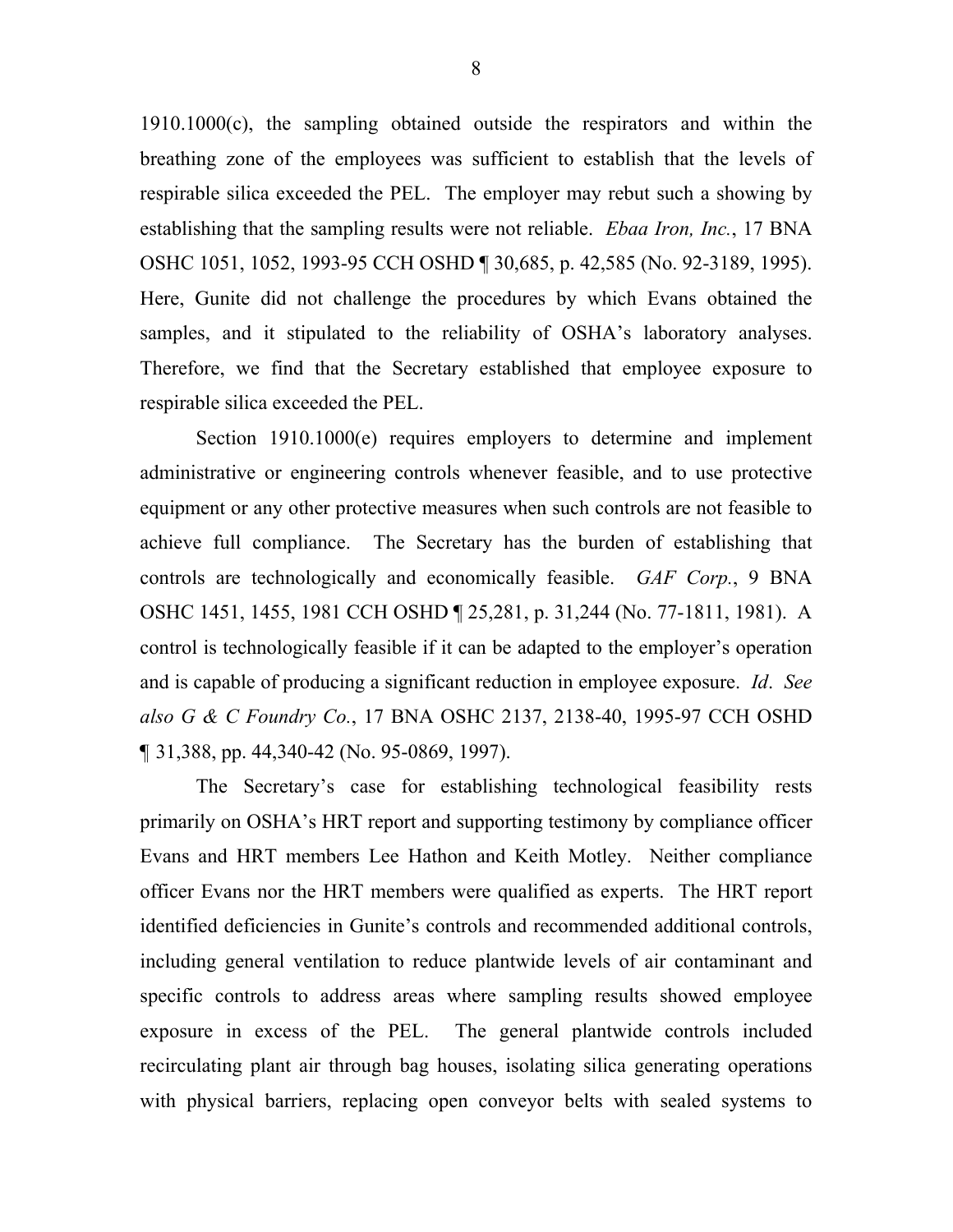1910.1000(c), the sampling obtained outside the respirators and within the breathing zone of the employees was sufficient to establish that the levels of respirable silica exceeded the PEL. The employer may rebut such a showing by establishing that the sampling results were not reliable. *Ebaa Iron, Inc.*, 17 BNA OSHC 1051, 1052, 1993-95 CCH OSHD ¶ 30,685, p. 42,585 (No. 92-3189, 1995). Here, Gunite did not challenge the procedures by which Evans obtained the samples, and it stipulated to the reliability of OSHA's laboratory analyses. Therefore, we find that the Secretary established that employee exposure to respirable silica exceeded the PEL.

Section 1910.1000(e) requires employers to determine and implement administrative or engineering controls whenever feasible, and to use protective equipment or any other protective measures when such controls are not feasible to achieve full compliance. The Secretary has the burden of establishing that controls are technologically and economically feasible. *GAF Corp.*, 9 BNA OSHC 1451, 1455, 1981 CCH OSHD ¶ 25,281, p. 31,244 (No. 77-1811, 1981). A control is technologically feasible if it can be adapted to the employer's operation and is capable of producing a significant reduction in employee exposure. *Id*. *See also G & C Foundry Co.*, 17 BNA OSHC 2137, 2138-40, 1995-97 CCH OSHD ¶ 31,388, pp. 44,340-42 (No. 95-0869, 1997).

The Secretary's case for establishing technological feasibility rests primarily on OSHA's HRT report and supporting testimony by compliance officer Evans and HRT members Lee Hathon and Keith Motley. Neither compliance officer Evans nor the HRT members were qualified as experts. The HRT report identified deficiencies in Gunite's controls and recommended additional controls, including general ventilation to reduce plantwide levels of air contaminant and specific controls to address areas where sampling results showed employee exposure in excess of the PEL. The general plantwide controls included recirculating plant air through bag houses, isolating silica generating operations with physical barriers, replacing open conveyor belts with sealed systems to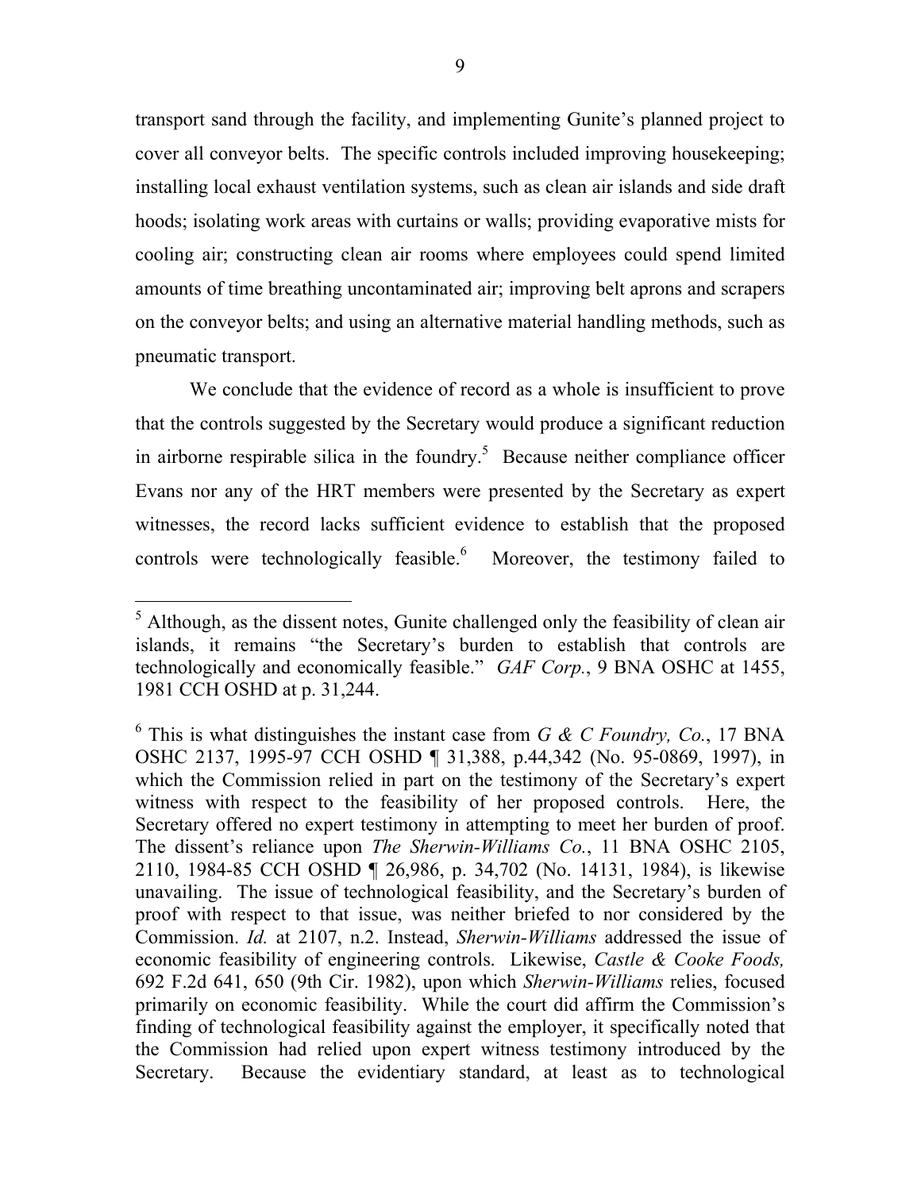transport sand through the facility, and implementing Gunite's planned project to cover all conveyor belts. The specific controls included improving housekeeping; installing local exhaust ventilation systems, such as clean air islands and side draft hoods; isolating work areas with curtains or walls; providing evaporative mists for cooling air; constructing clean air rooms where employees could spend limited amounts of time breathing uncontaminated air; improving belt aprons and scrapers on the conveyor belts; and using an alternative material handling methods, such as pneumatic transport.

We conclude that the evidence of record as a whole is insufficient to prove that the controls suggested by the Secretary would produce a significant reduction in airborne respirable silica in the foundry.[5] Because neither compliance officer Evans nor any of the HRT members were presented by the Secretary as expert witnesses, the record lacks sufficient evidence to establish that the proposed controls were technologically feasible.[6] Moreover, the testimony failed to

---

[5] Although, as the dissent notes, Gunite challenged only the feasibility of clean air islands, it remains "the Secretary's burden to establish that controls are technologically and economically feasible." *GAF Corp.*, 9 BNA OSHC at 1455, 1981 CCH OSHD at p. 31,244.

[6] This is what distinguishes the instant case from *G & C Foundry, Co.*, 17 BNA OSHC 2137, 1995-97 CCH OSHD ¶ 31,388, p.44,342 (No. 95-0869, 1997), in which the Commission relied in part on the testimony of the Secretary's expert witness with respect to the feasibility of her proposed controls. Here, the Secretary offered no expert testimony in attempting to meet her burden of proof. The dissent's reliance upon *The Sherwin-Williams Co.*, 11 BNA OSHC 2105, 2110, 1984-85 CCH OSHD ¶ 26,986, p. 34,702 (No. 14131, 1984), is likewise unavailing. The issue of technological feasibility, and the Secretary's burden of proof with respect to that issue, was neither briefed to nor considered by the Commission. *Id.* at 2107, n.2. Instead, *Sherwin-Williams* addressed the issue of economic feasibility of engineering controls. Likewise, *Castle & Cooke Foods,* 692 F.2d 641, 650 (9th Cir. 1982), upon which *Sherwin-Williams* relies, focused primarily on economic feasibility. While the court did affirm the Commission's finding of technological feasibility against the employer, it specifically noted that the Commission had relied upon expert witness testimony introduced by the Secretary. Because the evidentiary standard, at least as to technological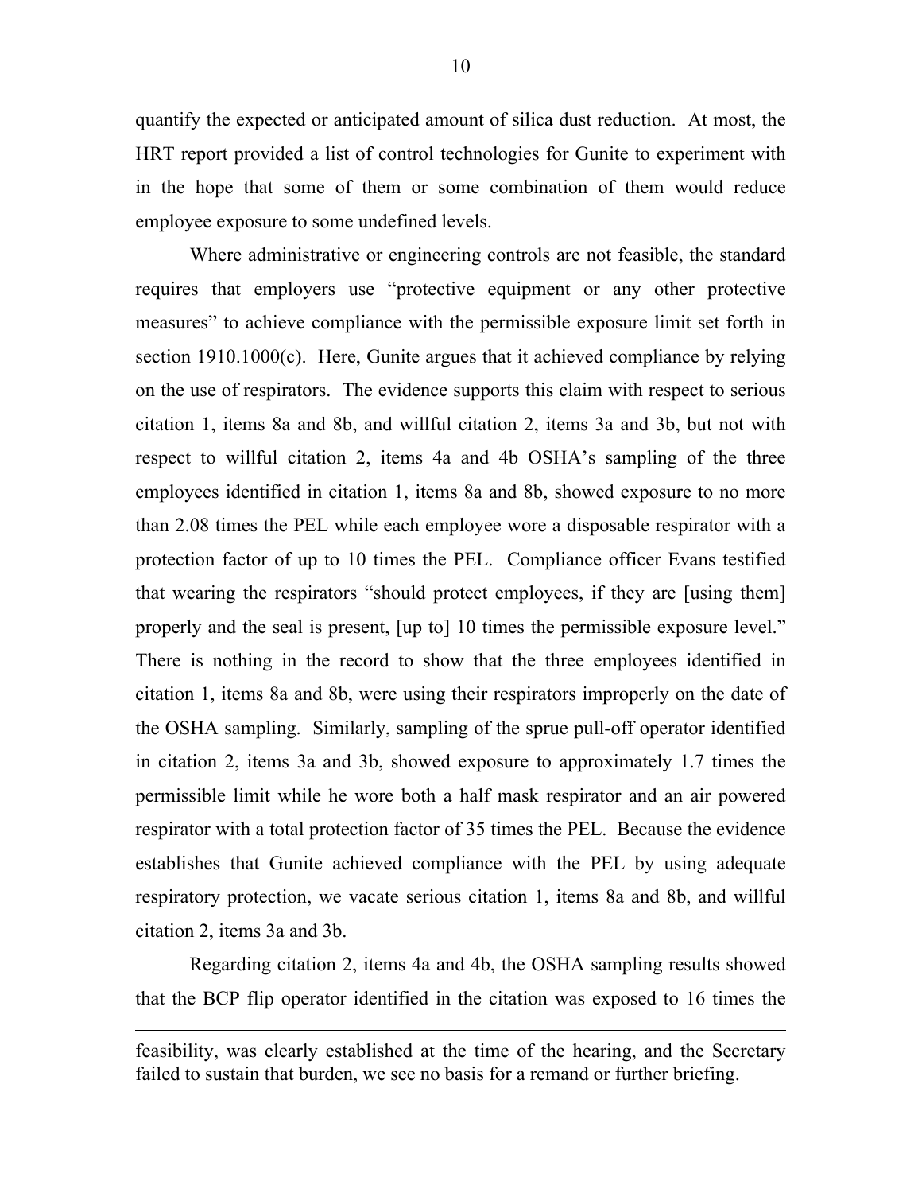quantify the expected or anticipated amount of silica dust reduction. At most, the HRT report provided a list of control technologies for Gunite to experiment with in the hope that some of them or some combination of them would reduce employee exposure to some undefined levels.

Where administrative or engineering controls are not feasible, the standard requires that employers use "protective equipment or any other protective measures" to achieve compliance with the permissible exposure limit set forth in section 1910.1000(c). Here, Gunite argues that it achieved compliance by relying on the use of respirators. The evidence supports this claim with respect to serious citation 1, items 8a and 8b, and willful citation 2, items 3a and 3b, but not with respect to willful citation 2, items 4a and 4b OSHA's sampling of the three employees identified in citation 1, items 8a and 8b, showed exposure to no more than 2.08 times the PEL while each employee wore a disposable respirator with a protection factor of up to 10 times the PEL. Compliance officer Evans testified that wearing the respirators "should protect employees, if they are [using them] properly and the seal is present, [up to] 10 times the permissible exposure level." There is nothing in the record to show that the three employees identified in citation 1, items 8a and 8b, were using their respirators improperly on the date of the OSHA sampling. Similarly, sampling of the sprue pull-off operator identified in citation 2, items 3a and 3b, showed exposure to approximately 1.7 times the permissible limit while he wore both a half mask respirator and an air powered respirator with a total protection factor of 35 times the PEL. Because the evidence establishes that Gunite achieved compliance with the PEL by using adequate respiratory protection, we vacate serious citation 1, items 8a and 8b, and willful citation 2, items 3a and 3b.

Regarding citation 2, items 4a and 4b, the OSHA sampling results showed that the BCP flip operator identified in the citation was exposed to 16 times the

---

feasibility, was clearly established at the time of the hearing, and the Secretary failed to sustain that burden, we see no basis for a remand or further briefing.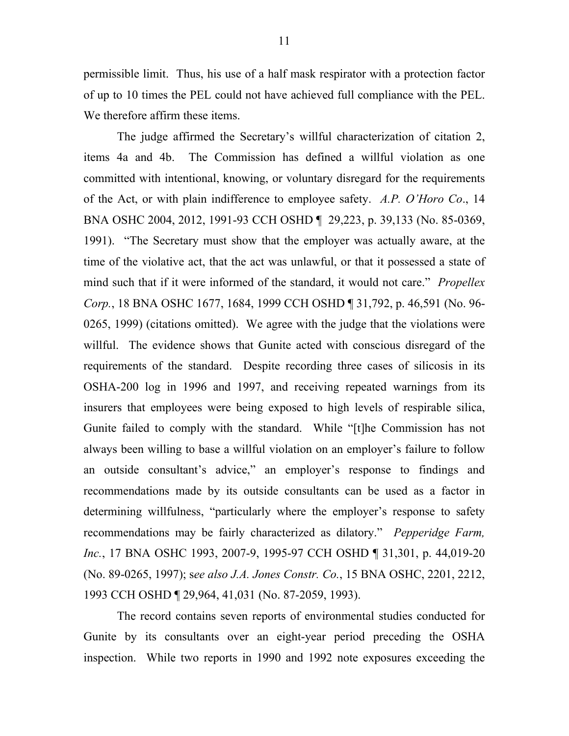permissible limit. Thus, his use of a half mask respirator with a protection factor of up to 10 times the PEL could not have achieved full compliance with the PEL. We therefore affirm these items.

The judge affirmed the Secretary's willful characterization of citation 2, items 4a and 4b. The Commission has defined a willful violation as one committed with intentional, knowing, or voluntary disregard for the requirements of the Act, or with plain indifference to employee safety. *A.P. O'Horo Co*., 14 BNA OSHC 2004, 2012, 1991-93 CCH OSHD ¶ 29,223, p. 39,133 (No. 85-0369, 1991). "The Secretary must show that the employer was actually aware, at the time of the violative act, that the act was unlawful, or that it possessed a state of mind such that if it were informed of the standard, it would not care." *Propellex Corp.*, 18 BNA OSHC 1677, 1684, 1999 CCH OSHD ¶ 31,792, p. 46,591 (No. 96-0265, 1999) (citations omitted). We agree with the judge that the violations were willful. The evidence shows that Gunite acted with conscious disregard of the requirements of the standard. Despite recording three cases of silicosis in its OSHA-200 log in 1996 and 1997, and receiving repeated warnings from its insurers that employees were being exposed to high levels of respirable silica, Gunite failed to comply with the standard. While "[t]he Commission has not always been willing to base a willful violation on an employer's failure to follow an outside consultant's advice," an employer's response to findings and recommendations made by its outside consultants can be used as a factor in determining willfulness, "particularly where the employer's response to safety recommendations may be fairly characterized as dilatory." *Pepperidge Farm, Inc.*, 17 BNA OSHC 1993, 2007-9, 1995-97 CCH OSHD ¶ 31,301, p. 44,019-20 (No. 89-0265, 1997); s*ee also J.A. Jones Constr. Co.*, 15 BNA OSHC, 2201, 2212, 1993 CCH OSHD ¶ 29,964, 41,031 (No. 87-2059, 1993).

The record contains seven reports of environmental studies conducted for Gunite by its consultants over an eight-year period preceding the OSHA inspection. While two reports in 1990 and 1992 note exposures exceeding the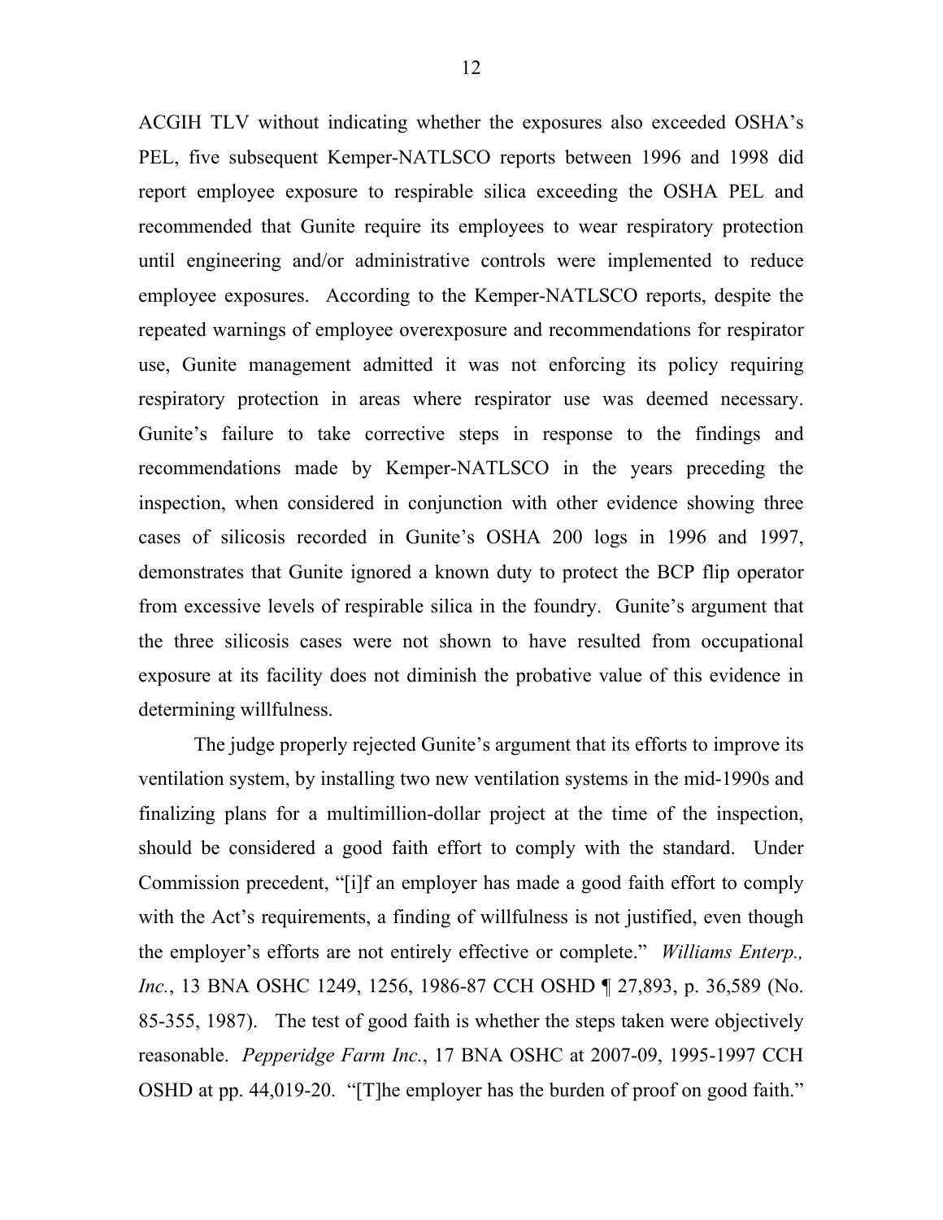ACGIH TLV without indicating whether the exposures also exceeded OSHA's PEL, five subsequent Kemper-NATLSCO reports between 1996 and 1998 did report employee exposure to respirable silica exceeding the OSHA PEL and recommended that Gunite require its employees to wear respiratory protection until engineering and/or administrative controls were implemented to reduce employee exposures. According to the Kemper-NATLSCO reports, despite the repeated warnings of employee overexposure and recommendations for respirator use, Gunite management admitted it was not enforcing its policy requiring respiratory protection in areas where respirator use was deemed necessary. Gunite's failure to take corrective steps in response to the findings and recommendations made by Kemper-NATLSCO in the years preceding the inspection, when considered in conjunction with other evidence showing three cases of silicosis recorded in Gunite's OSHA 200 logs in 1996 and 1997, demonstrates that Gunite ignored a known duty to protect the BCP flip operator from excessive levels of respirable silica in the foundry. Gunite's argument that the three silicosis cases were not shown to have resulted from occupational exposure at its facility does not diminish the probative value of this evidence in determining willfulness.

The judge properly rejected Gunite's argument that its efforts to improve its ventilation system, by installing two new ventilation systems in the mid-1990s and finalizing plans for a multimillion-dollar project at the time of the inspection, should be considered a good faith effort to comply with the standard. Under Commission precedent, "[i]f an employer has made a good faith effort to comply with the Act's requirements, a finding of willfulness is not justified, even though the employer's efforts are not entirely effective or complete." *Williams Enterp., Inc.*, 13 BNA OSHC 1249, 1256, 1986-87 CCH OSHD ¶ 27,893, p. 36,589 (No. 85-355, 1987). The test of good faith is whether the steps taken were objectively reasonable. *Pepperidge Farm Inc.*, 17 BNA OSHC at 2007-09, 1995-1997 CCH OSHD at pp. 44,019-20. "[T]he employer has the burden of proof on good faith."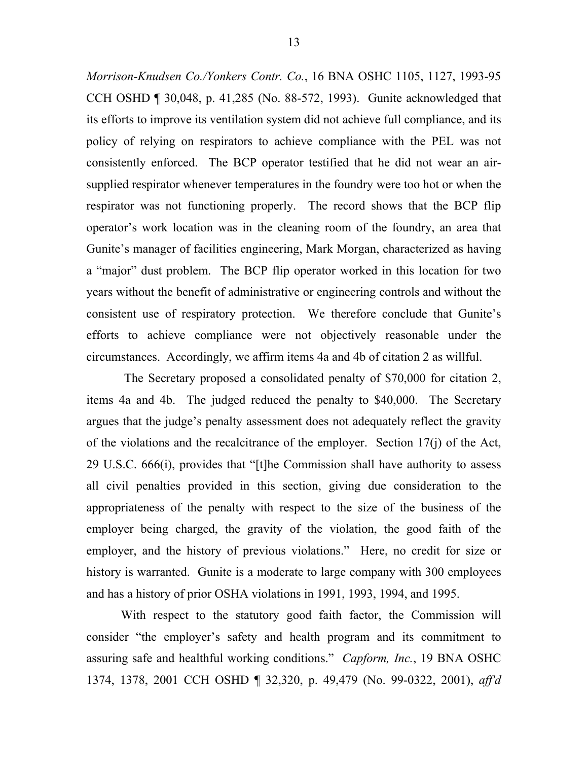*Morrison-Knudsen Co./Yonkers Contr. Co.*, 16 BNA OSHC 1105, 1127, 1993-95 CCH OSHD ¶ 30,048, p. 41,285 (No. 88-572, 1993). Gunite acknowledged that its efforts to improve its ventilation system did not achieve full compliance, and its policy of relying on respirators to achieve compliance with the PEL was not consistently enforced. The BCP operator testified that he did not wear an air-supplied respirator whenever temperatures in the foundry were too hot or when the respirator was not functioning properly. The record shows that the BCP flip operator's work location was in the cleaning room of the foundry, an area that Gunite's manager of facilities engineering, Mark Morgan, characterized as having a "major" dust problem. The BCP flip operator worked in this location for two years without the benefit of administrative or engineering controls and without the consistent use of respiratory protection. We therefore conclude that Gunite's efforts to achieve compliance were not objectively reasonable under the circumstances. Accordingly, we affirm items 4a and 4b of citation 2 as willful.

The Secretary proposed a consolidated penalty of $70,000 for citation 2, items 4a and 4b. The judged reduced the penalty to $40,000. The Secretary argues that the judge's penalty assessment does not adequately reflect the gravity of the violations and the recalcitrance of the employer. Section 17(j) of the Act, 29 U.S.C. 666(i), provides that "[t]he Commission shall have authority to assess all civil penalties provided in this section, giving due consideration to the appropriateness of the penalty with respect to the size of the business of the employer being charged, the gravity of the violation, the good faith of the employer, and the history of previous violations." Here, no credit for size or history is warranted. Gunite is a moderate to large company with 300 employees and has a history of prior OSHA violations in 1991, 1993, 1994, and 1995.

With respect to the statutory good faith factor, the Commission will consider "the employer's safety and health program and its commitment to assuring safe and healthful working conditions." *Capform, Inc.*, 19 BNA OSHC 1374, 1378, 2001 CCH OSHD ¶ 32,320, p. 49,479 (No. 99-0322, 2001), *aff'd*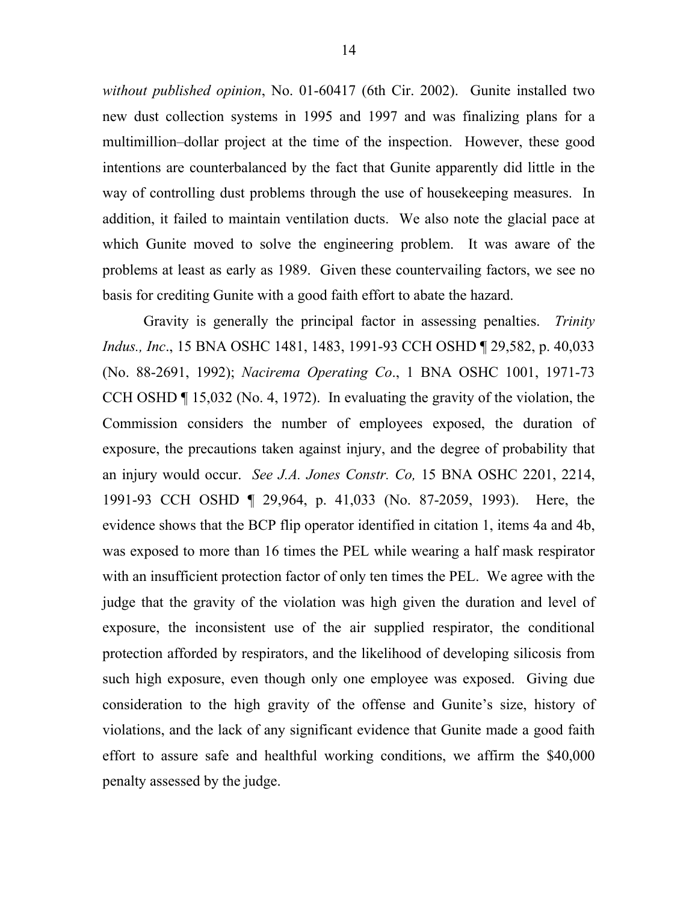*without published opinion*, No. 01-60417 (6th Cir. 2002). Gunite installed two new dust collection systems in 1995 and 1997 and was finalizing plans for a multimillion–dollar project at the time of the inspection. However, these good intentions are counterbalanced by the fact that Gunite apparently did little in the way of controlling dust problems through the use of housekeeping measures. In addition, it failed to maintain ventilation ducts. We also note the glacial pace at which Gunite moved to solve the engineering problem. It was aware of the problems at least as early as 1989. Given these countervailing factors, we see no basis for crediting Gunite with a good faith effort to abate the hazard.

Gravity is generally the principal factor in assessing penalties. *Trinity Indus., Inc*., 15 BNA OSHC 1481, 1483, 1991-93 CCH OSHD ¶ 29,582, p. 40,033 (No. 88-2691, 1992); *Nacirema Operating Co*., 1 BNA OSHC 1001, 1971-73 CCH OSHD ¶ 15,032 (No. 4, 1972). In evaluating the gravity of the violation, the Commission considers the number of employees exposed, the duration of exposure, the precautions taken against injury, and the degree of probability that an injury would occur. *See J.A. Jones Constr. Co,* 15 BNA OSHC 2201, 2214, 1991-93 CCH OSHD ¶ 29,964, p. 41,033 (No. 87-2059, 1993). Here, the evidence shows that the BCP flip operator identified in citation 1, items 4a and 4b, was exposed to more than 16 times the PEL while wearing a half mask respirator with an insufficient protection factor of only ten times the PEL. We agree with the judge that the gravity of the violation was high given the duration and level of exposure, the inconsistent use of the air supplied respirator, the conditional protection afforded by respirators, and the likelihood of developing silicosis from such high exposure, even though only one employee was exposed. Giving due consideration to the high gravity of the offense and Gunite's size, history of violations, and the lack of any significant evidence that Gunite made a good faith effort to assure safe and healthful working conditions, we affirm the $40,000 penalty assessed by the judge.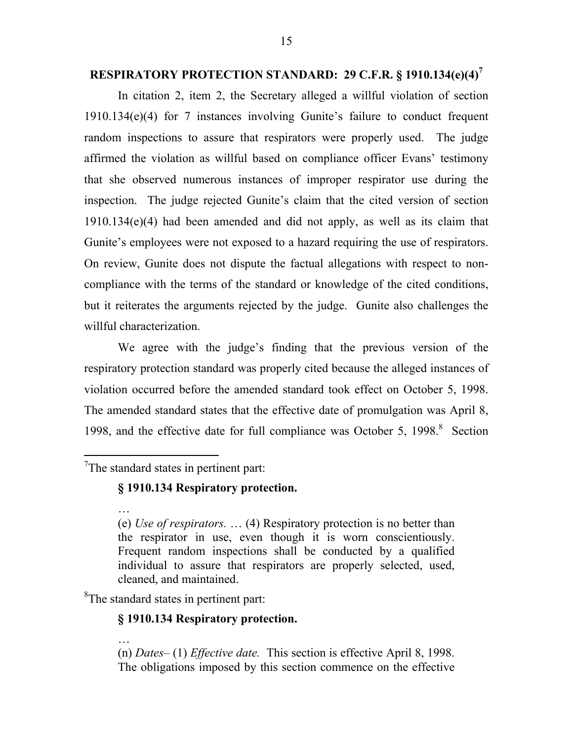## RESPIRATORY PROTECTION STANDARD: 29 C.F.R. § 1910.134(e)(4)[7]

In citation 2, item 2, the Secretary alleged a willful violation of section 1910.134(e)(4) for 7 instances involving Gunite's failure to conduct frequent random inspections to assure that respirators were properly used. The judge affirmed the violation as willful based on compliance officer Evans' testimony that she observed numerous instances of improper respirator use during the inspection. The judge rejected Gunite's claim that the cited version of section 1910.134(e)(4) had been amended and did not apply, as well as its claim that Gunite's employees were not exposed to a hazard requiring the use of respirators. On review, Gunite does not dispute the factual allegations with respect to non-compliance with the terms of the standard or knowledge of the cited conditions, but it reiterates the arguments rejected by the judge. Gunite also challenges the willful characterization.

We agree with the judge's finding that the previous version of the respiratory protection standard was properly cited because the alleged instances of violation occurred before the amended standard took effect on October 5, 1998. The amended standard states that the effective date of promulgation was April 8, 1998, and the effective date for full compliance was October 5, 1998.[8] Section

---

[7]The standard states in pertinent part:

> **§ 1910.134 Respiratory protection.**
>
> …
>
> (e) *Use of respirators.* … (4) Respiratory protection is no better than the respirator in use, even though it is worn conscientiously. Frequent random inspections shall be conducted by a qualified individual to assure that respirators are properly selected, used, cleaned, and maintained.

[8]The standard states in pertinent part:

> **§ 1910.134 Respiratory protection.**
>
> …
>
> (n) *Dates*– (1) *Effective date.* This section is effective April 8, 1998. The obligations imposed by this section commence on the effective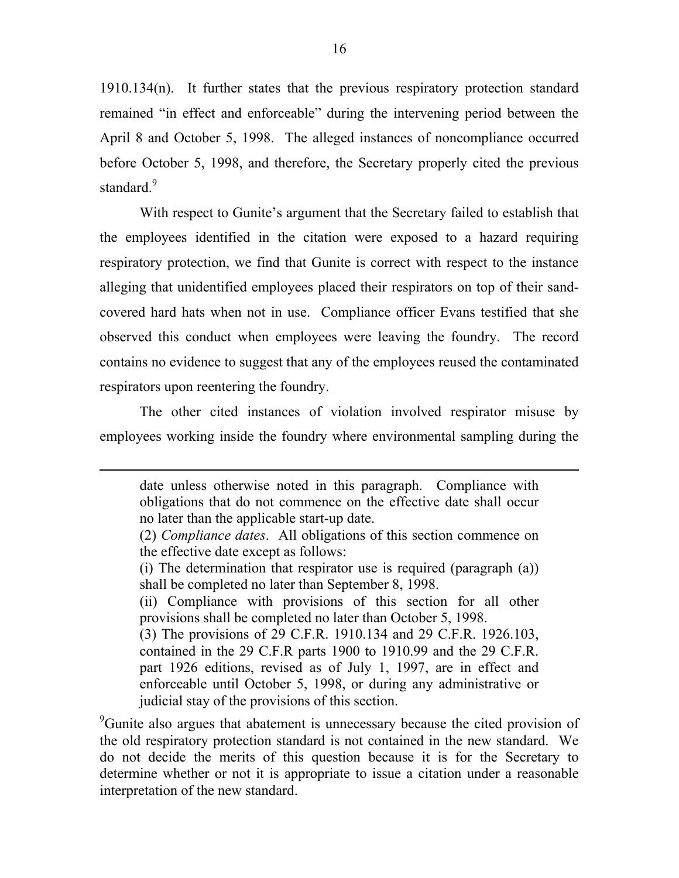1910.134(n). It further states that the previous respiratory protection standard remained "in effect and enforceable" during the intervening period between the April 8 and October 5, 1998. The alleged instances of noncompliance occurred before October 5, 1998, and therefore, the Secretary properly cited the previous standard.[9]

With respect to Gunite's argument that the Secretary failed to establish that the employees identified in the citation were exposed to a hazard requiring respiratory protection, we find that Gunite is correct with respect to the instance alleging that unidentified employees placed their respirators on top of their sand-covered hard hats when not in use. Compliance officer Evans testified that she observed this conduct when employees were leaving the foundry. The record contains no evidence to suggest that any of the employees reused the contaminated respirators upon reentering the foundry.

The other cited instances of violation involved respirator misuse by employees working inside the foundry where environmental sampling during the

---

date unless otherwise noted in this paragraph. Compliance with obligations that do not commence on the effective date shall occur no later than the applicable start-up date.

(2) *Compliance dates*. All obligations of this section commence on the effective date except as follows:

(i) The determination that respirator use is required (paragraph (a)) shall be completed no later than September 8, 1998.

(ii) Compliance with provisions of this section for all other provisions shall be completed no later than October 5, 1998.

(3) The provisions of 29 C.F.R. 1910.134 and 29 C.F.R. 1926.103, contained in the 29 C.F.R parts 1900 to 1910.99 and the 29 C.F.R. part 1926 editions, revised as of July 1, 1997, are in effect and enforceable until October 5, 1998, or during any administrative or judicial stay of the provisions of this section.

[9]Gunite also argues that abatement is unnecessary because the cited provision of the old respiratory protection standard is not contained in the new standard. We do not decide the merits of this question because it is for the Secretary to determine whether or not it is appropriate to issue a citation under a reasonable interpretation of the new standard.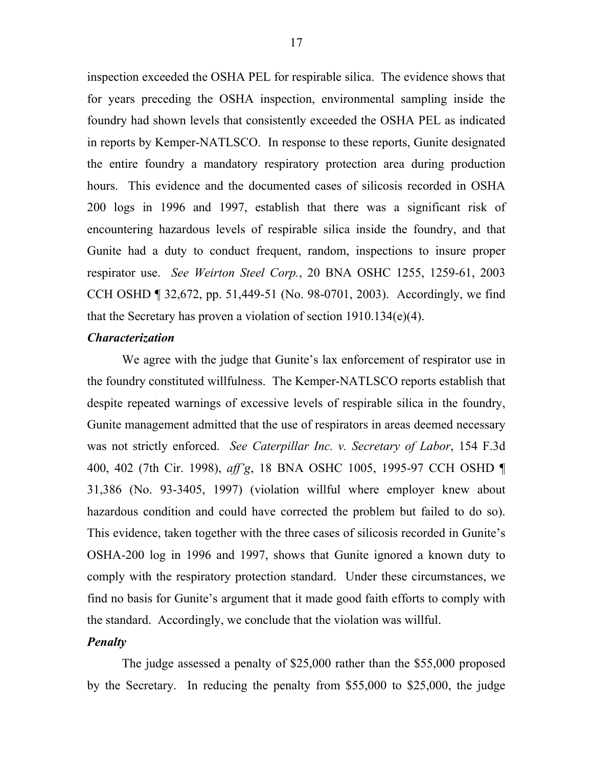inspection exceeded the OSHA PEL for respirable silica. The evidence shows that for years preceding the OSHA inspection, environmental sampling inside the foundry had shown levels that consistently exceeded the OSHA PEL as indicated in reports by Kemper-NATLSCO. In response to these reports, Gunite designated the entire foundry a mandatory respiratory protection area during production hours. This evidence and the documented cases of silicosis recorded in OSHA 200 logs in 1996 and 1997, establish that there was a significant risk of encountering hazardous levels of respirable silica inside the foundry, and that Gunite had a duty to conduct frequent, random, inspections to insure proper respirator use. *See Weirton Steel Corp.*, 20 BNA OSHC 1255, 1259-61, 2003 CCH OSHD ¶ 32,672, pp. 51,449-51 (No. 98-0701, 2003). Accordingly, we find that the Secretary has proven a violation of section 1910.134(e)(4).

***Characterization***

We agree with the judge that Gunite's lax enforcement of respirator use in the foundry constituted willfulness. The Kemper-NATLSCO reports establish that despite repeated warnings of excessive levels of respirable silica in the foundry, Gunite management admitted that the use of respirators in areas deemed necessary was not strictly enforced. *See Caterpillar Inc. v. Secretary of Labor*, 154 F.3d 400, 402 (7th Cir. 1998), *aff'g*, 18 BNA OSHC 1005, 1995-97 CCH OSHD ¶ 31,386 (No. 93-3405, 1997) (violation willful where employer knew about hazardous condition and could have corrected the problem but failed to do so). This evidence, taken together with the three cases of silicosis recorded in Gunite's OSHA-200 log in 1996 and 1997, shows that Gunite ignored a known duty to comply with the respiratory protection standard. Under these circumstances, we find no basis for Gunite's argument that it made good faith efforts to comply with the standard. Accordingly, we conclude that the violation was willful.

***Penalty***

The judge assessed a penalty of $25,000 rather than the $55,000 proposed by the Secretary. In reducing the penalty from $55,000 to $25,000, the judge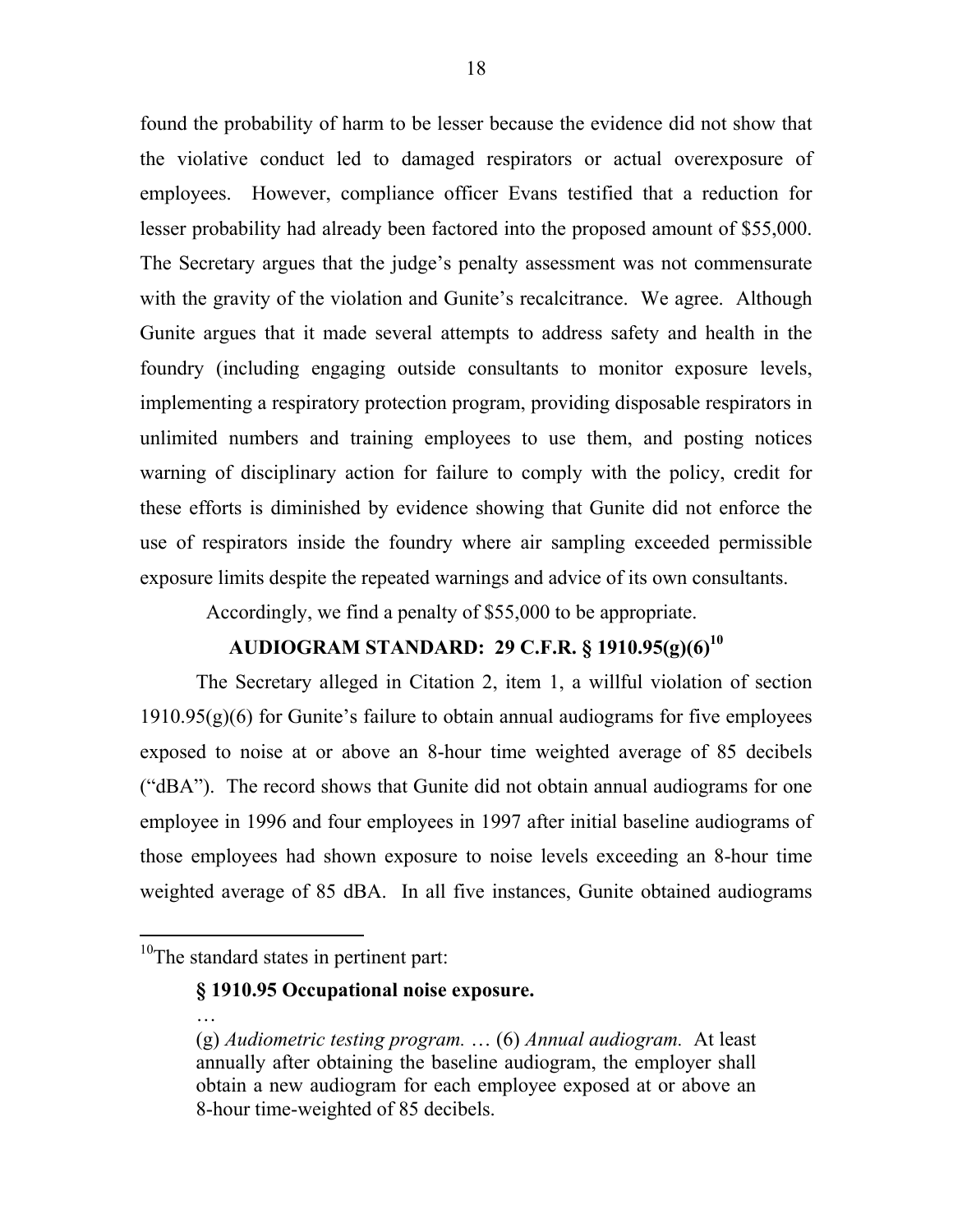found the probability of harm to be lesser because the evidence did not show that the violative conduct led to damaged respirators or actual overexposure of employees. However, compliance officer Evans testified that a reduction for lesser probability had already been factored into the proposed amount of $55,000. The Secretary argues that the judge's penalty assessment was not commensurate with the gravity of the violation and Gunite's recalcitrance. We agree. Although Gunite argues that it made several attempts to address safety and health in the foundry (including engaging outside consultants to monitor exposure levels, implementing a respiratory protection program, providing disposable respirators in unlimited numbers and training employees to use them, and posting notices warning of disciplinary action for failure to comply with the policy, credit for these efforts is diminished by evidence showing that Gunite did not enforce the use of respirators inside the foundry where air sampling exceeded permissible exposure limits despite the repeated warnings and advice of its own consultants.

Accordingly, we find a penalty of $55,000 to be appropriate.

## AUDIOGRAM STANDARD: 29 C.F.R. § 1910.95(g)(6)[10]

The Secretary alleged in Citation 2, item 1, a willful violation of section 1910.95(g)(6) for Gunite's failure to obtain annual audiograms for five employees exposed to noise at or above an 8-hour time weighted average of 85 decibels ("dBA"). The record shows that Gunite did not obtain annual audiograms for one employee in 1996 and four employees in 1997 after initial baseline audiograms of those employees had shown exposure to noise levels exceeding an 8-hour time weighted average of 85 dBA. In all five instances, Gunite obtained audiograms

---

[10]The standard states in pertinent part:

> **§ 1910.95 Occupational noise exposure.**
>
> …
>
> (g) *Audiometric testing program.* … (6) *Annual audiogram.* At least annually after obtaining the baseline audiogram, the employer shall obtain a new audiogram for each employee exposed at or above an 8-hour time-weighted of 85 decibels.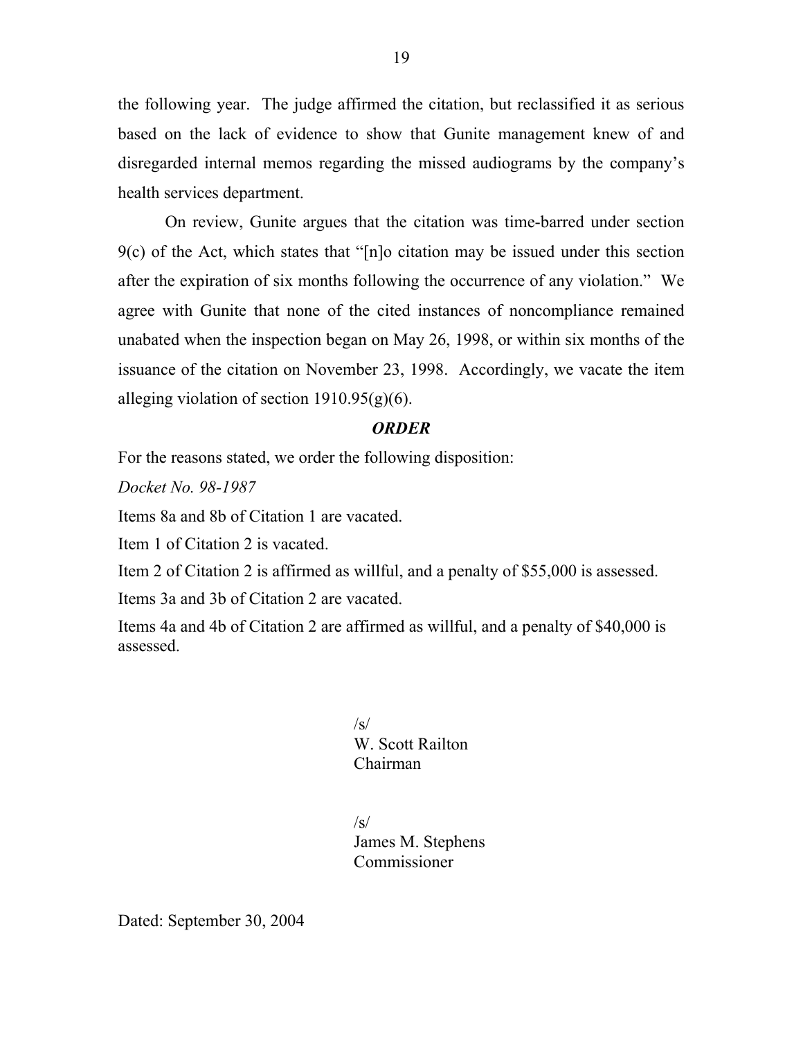the following year. The judge affirmed the citation, but reclassified it as serious based on the lack of evidence to show that Gunite management knew of and disregarded internal memos regarding the missed audiograms by the company's health services department.

On review, Gunite argues that the citation was time-barred under section 9(c) of the Act, which states that "[n]o citation may be issued under this section after the expiration of six months following the occurrence of any violation." We agree with Gunite that none of the cited instances of noncompliance remained unabated when the inspection began on May 26, 1998, or within six months of the issuance of the citation on November 23, 1998. Accordingly, we vacate the item alleging violation of section 1910.95(g)(6).

***ORDER***

For the reasons stated, we order the following disposition:

*Docket No. 98-1987*

Items 8a and 8b of Citation 1 are vacated.

Item 1 of Citation 2 is vacated.

Item 2 of Citation 2 is affirmed as willful, and a penalty of $55,000 is assessed.

Items 3a and 3b of Citation 2 are vacated.

Items 4a and 4b of Citation 2 are affirmed as willful, and a penalty of $40,000 is assessed.

/s/
W. Scott Railton
Chairman

/s/
James M. Stephens
Commissioner

Dated: September 30, 2004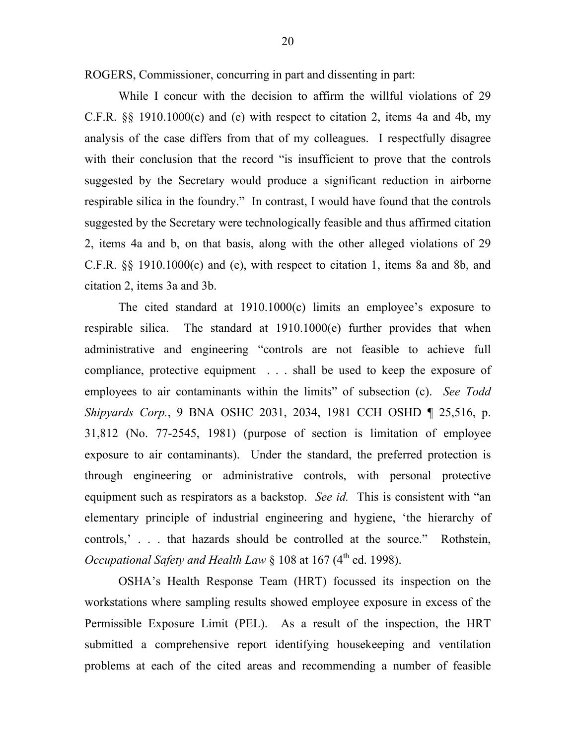ROGERS, Commissioner, concurring in part and dissenting in part:

While I concur with the decision to affirm the willful violations of 29 C.F.R. §§ 1910.1000(c) and (e) with respect to citation 2, items 4a and 4b, my analysis of the case differs from that of my colleagues. I respectfully disagree with their conclusion that the record "is insufficient to prove that the controls suggested by the Secretary would produce a significant reduction in airborne respirable silica in the foundry." In contrast, I would have found that the controls suggested by the Secretary were technologically feasible and thus affirmed citation 2, items 4a and b, on that basis, along with the other alleged violations of 29 C.F.R. §§ 1910.1000(c) and (e), with respect to citation 1, items 8a and 8b, and citation 2, items 3a and 3b.

The cited standard at 1910.1000(c) limits an employee's exposure to respirable silica. The standard at 1910.1000(e) further provides that when administrative and engineering "controls are not feasible to achieve full compliance, protective equipment . . . shall be used to keep the exposure of employees to air contaminants within the limits" of subsection (c). *See Todd Shipyards Corp.*, 9 BNA OSHC 2031, 2034, 1981 CCH OSHD ¶ 25,516, p. 31,812 (No. 77-2545, 1981) (purpose of section is limitation of employee exposure to air contaminants). Under the standard, the preferred protection is through engineering or administrative controls, with personal protective equipment such as respirators as a backstop. *See id.* This is consistent with "an elementary principle of industrial engineering and hygiene, 'the hierarchy of controls,' . . . that hazards should be controlled at the source." Rothstein, *Occupational Safety and Health Law* § 108 at 167 (4th ed. 1998).

OSHA's Health Response Team (HRT) focussed its inspection on the workstations where sampling results showed employee exposure in excess of the Permissible Exposure Limit (PEL). As a result of the inspection, the HRT submitted a comprehensive report identifying housekeeping and ventilation problems at each of the cited areas and recommending a number of feasible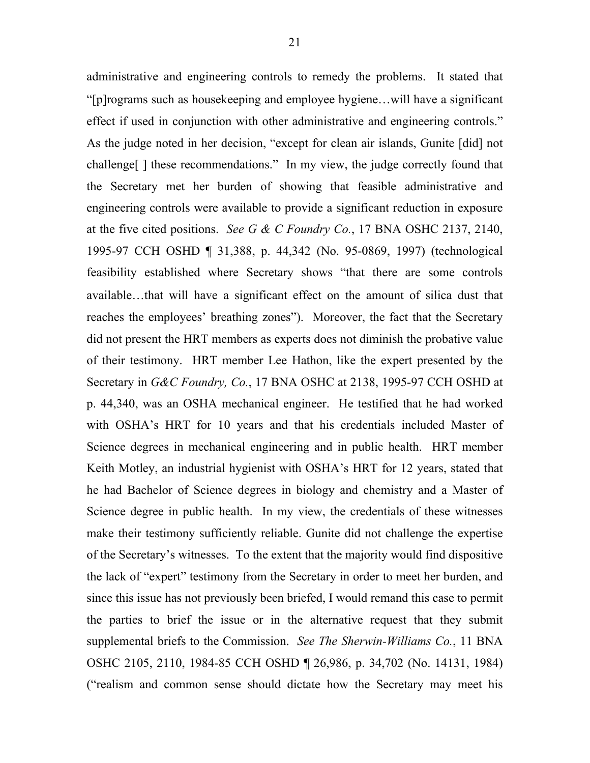administrative and engineering controls to remedy the problems. It stated that "[p]rograms such as housekeeping and employee hygiene…will have a significant effect if used in conjunction with other administrative and engineering controls." As the judge noted in her decision, "except for clean air islands, Gunite [did] not challenge[ ] these recommendations." In my view, the judge correctly found that the Secretary met her burden of showing that feasible administrative and engineering controls were available to provide a significant reduction in exposure at the five cited positions. *See G & C Foundry Co.*, 17 BNA OSHC 2137, 2140, 1995-97 CCH OSHD ¶ 31,388, p. 44,342 (No. 95-0869, 1997) (technological feasibility established where Secretary shows "that there are some controls available…that will have a significant effect on the amount of silica dust that reaches the employees' breathing zones"). Moreover, the fact that the Secretary did not present the HRT members as experts does not diminish the probative value of their testimony. HRT member Lee Hathon, like the expert presented by the Secretary in *G&C Foundry, Co.*, 17 BNA OSHC at 2138, 1995-97 CCH OSHD at p. 44,340, was an OSHA mechanical engineer. He testified that he had worked with OSHA's HRT for 10 years and that his credentials included Master of Science degrees in mechanical engineering and in public health. HRT member Keith Motley, an industrial hygienist with OSHA's HRT for 12 years, stated that he had Bachelor of Science degrees in biology and chemistry and a Master of Science degree in public health. In my view, the credentials of these witnesses make their testimony sufficiently reliable. Gunite did not challenge the expertise of the Secretary's witnesses. To the extent that the majority would find dispositive the lack of "expert" testimony from the Secretary in order to meet her burden, and since this issue has not previously been briefed, I would remand this case to permit the parties to brief the issue or in the alternative request that they submit supplemental briefs to the Commission. *See The Sherwin-Williams Co.*, 11 BNA OSHC 2105, 2110, 1984-85 CCH OSHD ¶ 26,986, p. 34,702 (No. 14131, 1984) ("realism and common sense should dictate how the Secretary may meet his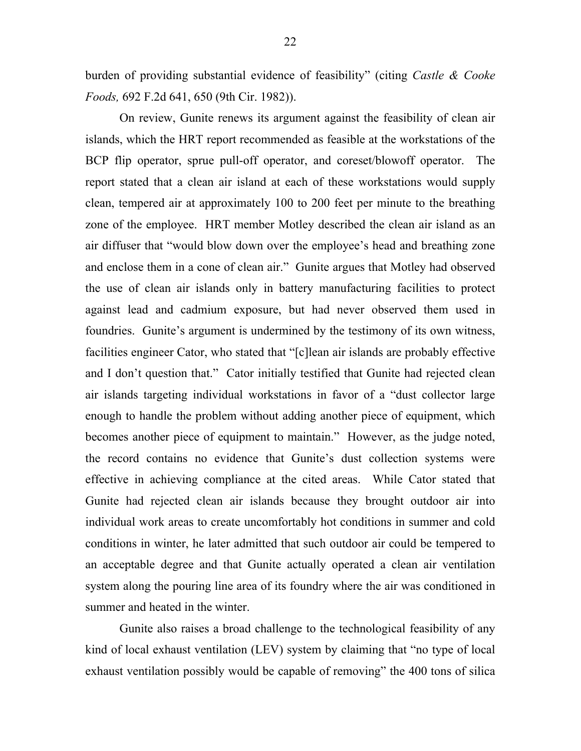burden of providing substantial evidence of feasibility" (citing *Castle & Cooke Foods,* 692 F.2d 641, 650 (9th Cir. 1982)).

On review, Gunite renews its argument against the feasibility of clean air islands, which the HRT report recommended as feasible at the workstations of the BCP flip operator, sprue pull-off operator, and coreset/blowoff operator. The report stated that a clean air island at each of these workstations would supply clean, tempered air at approximately 100 to 200 feet per minute to the breathing zone of the employee. HRT member Motley described the clean air island as an air diffuser that "would blow down over the employee's head and breathing zone and enclose them in a cone of clean air." Gunite argues that Motley had observed the use of clean air islands only in battery manufacturing facilities to protect against lead and cadmium exposure, but had never observed them used in foundries. Gunite's argument is undermined by the testimony of its own witness, facilities engineer Cator, who stated that "[c]lean air islands are probably effective and I don't question that." Cator initially testified that Gunite had rejected clean air islands targeting individual workstations in favor of a "dust collector large enough to handle the problem without adding another piece of equipment, which becomes another piece of equipment to maintain." However, as the judge noted, the record contains no evidence that Gunite's dust collection systems were effective in achieving compliance at the cited areas. While Cator stated that Gunite had rejected clean air islands because they brought outdoor air into individual work areas to create uncomfortably hot conditions in summer and cold conditions in winter, he later admitted that such outdoor air could be tempered to an acceptable degree and that Gunite actually operated a clean air ventilation system along the pouring line area of its foundry where the air was conditioned in summer and heated in the winter.

Gunite also raises a broad challenge to the technological feasibility of any kind of local exhaust ventilation (LEV) system by claiming that "no type of local exhaust ventilation possibly would be capable of removing" the 400 tons of silica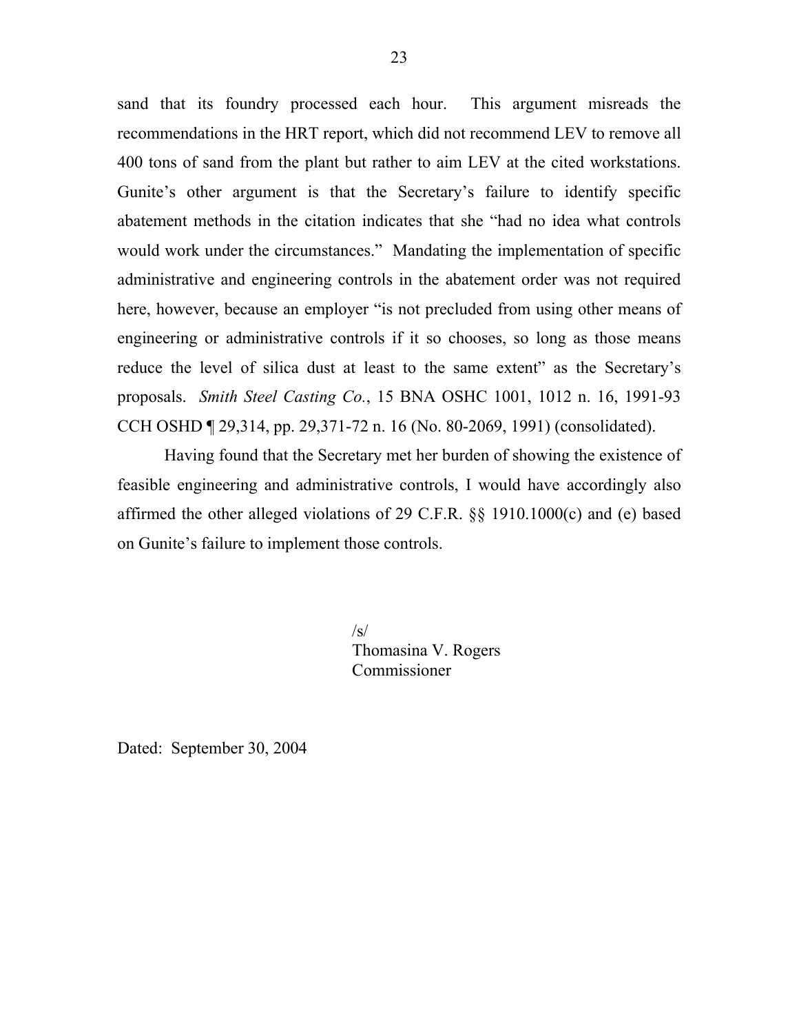sand that its foundry processed each hour. This argument misreads the recommendations in the HRT report, which did not recommend LEV to remove all 400 tons of sand from the plant but rather to aim LEV at the cited workstations. Gunite's other argument is that the Secretary's failure to identify specific abatement methods in the citation indicates that she "had no idea what controls would work under the circumstances." Mandating the implementation of specific administrative and engineering controls in the abatement order was not required here, however, because an employer "is not precluded from using other means of engineering or administrative controls if it so chooses, so long as those means reduce the level of silica dust at least to the same extent" as the Secretary's proposals. *Smith Steel Casting Co.*, 15 BNA OSHC 1001, 1012 n. 16, 1991-93 CCH OSHD ¶ 29,314, pp. 29,371-72 n. 16 (No. 80-2069, 1991) (consolidated).

Having found that the Secretary met her burden of showing the existence of feasible engineering and administrative controls, I would have accordingly also affirmed the other alleged violations of 29 C.F.R. §§ 1910.1000(c) and (e) based on Gunite's failure to implement those controls.

/s/
Thomasina V. Rogers
Commissioner

Dated: September 30, 2004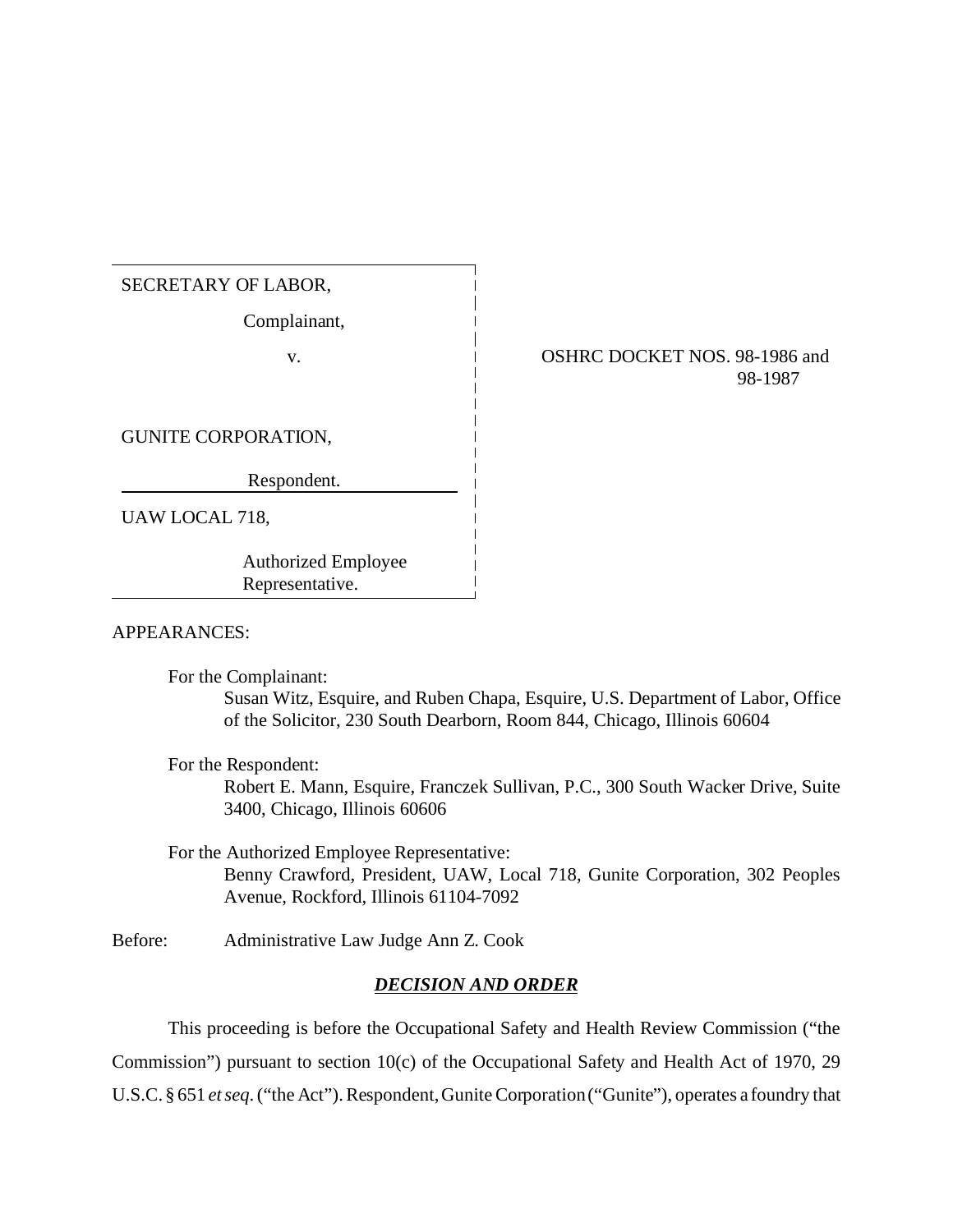SECRETARY OF LABOR,

Complainant,

v.

GUNITE CORPORATION,

Respondent.

UAW LOCAL 718,

Authorized Employee Representative.

OSHRC DOCKET NOS. 98-1986 and 98-1987

APPEARANCES:

For the Complainant:

Susan Witz, Esquire, and Ruben Chapa, Esquire, U.S. Department of Labor, Office of the Solicitor, 230 South Dearborn, Room 844, Chicago, Illinois 60604

For the Respondent:

Robert E. Mann, Esquire, Franczek Sullivan, P.C., 300 South Wacker Drive, Suite 3400, Chicago, Illinois 60606

For the Authorized Employee Representative:

Benny Crawford, President, UAW, Local 718, Gunite Corporation, 302 Peoples Avenue, Rockford, Illinois 61104-7092

Before: Administrative Law Judge Ann Z. Cook

## ***DECISION AND ORDER***

This proceeding is before the Occupational Safety and Health Review Commission ("the Commission") pursuant to section 10(c) of the Occupational Safety and Health Act of 1970, 29 U.S.C. § 651 *et seq*. ("the Act"). Respondent, Gunite Corporation ("Gunite"), operates a foundry that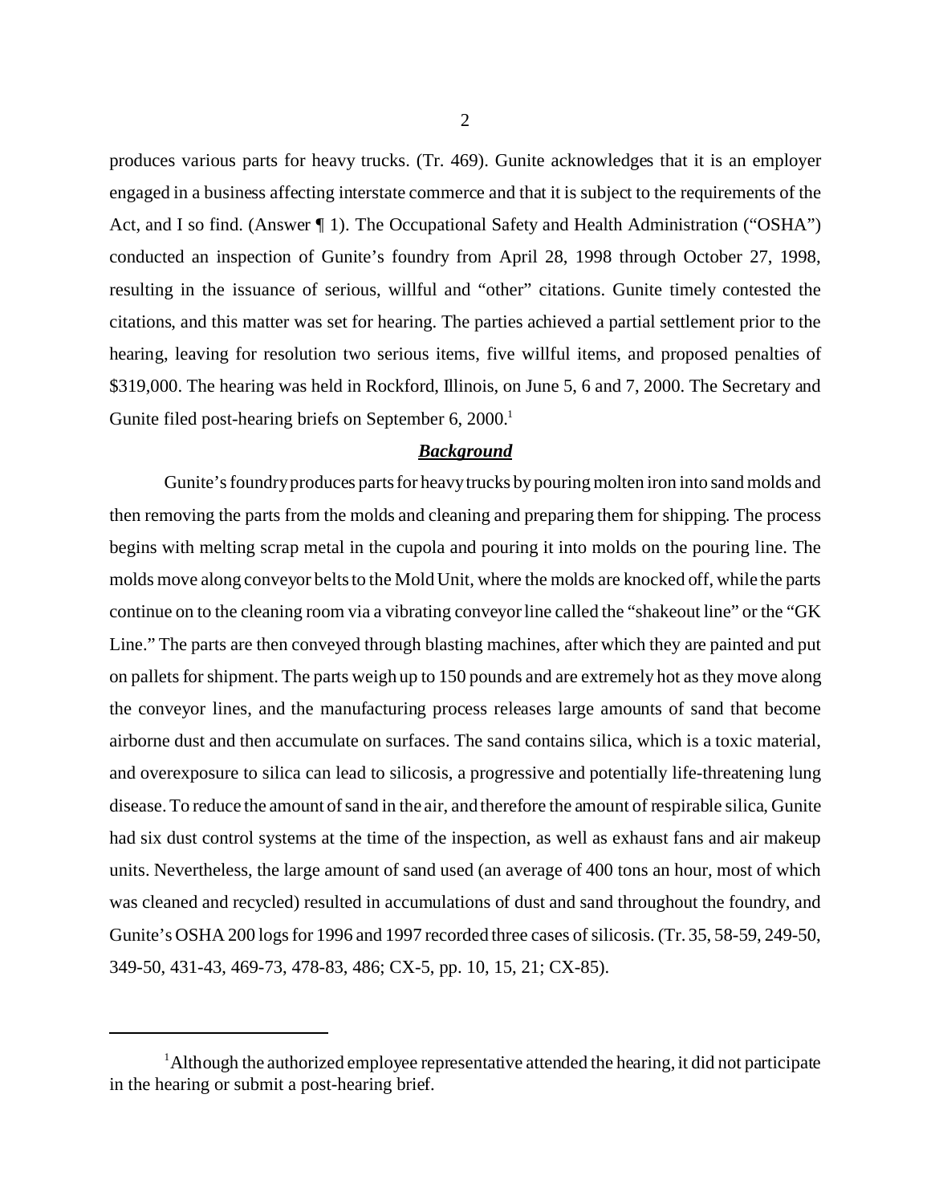produces various parts for heavy trucks. (Tr. 469). Gunite acknowledges that it is an employer engaged in a business affecting interstate commerce and that it is subject to the requirements of the Act, and I so find. (Answer ¶ 1). The Occupational Safety and Health Administration ("OSHA") conducted an inspection of Gunite's foundry from April 28, 1998 through October 27, 1998, resulting in the issuance of serious, willful and "other" citations. Gunite timely contested the citations, and this matter was set for hearing. The parties achieved a partial settlement prior to the hearing, leaving for resolution two serious items, five willful items, and proposed penalties of $319,000. The hearing was held in Rockford, Illinois, on June 5, 6 and 7, 2000. The Secretary and Gunite filed post-hearing briefs on September 6, 2000.[1]

## ***Background***

Gunite's foundry produces parts for heavy trucks by pouring molten iron into sand molds and then removing the parts from the molds and cleaning and preparing them for shipping. The process begins with melting scrap metal in the cupola and pouring it into molds on the pouring line. The molds move along conveyor belts to the Mold Unit, where the molds are knocked off, while the parts continue on to the cleaning room via a vibrating conveyor line called the "shakeout line" or the "GK Line." The parts are then conveyed through blasting machines, after which they are painted and put on pallets for shipment. The parts weigh up to 150 pounds and are extremely hot as they move along the conveyor lines, and the manufacturing process releases large amounts of sand that become airborne dust and then accumulate on surfaces. The sand contains silica, which is a toxic material, and overexposure to silica can lead to silicosis, a progressive and potentially life-threatening lung disease. To reduce the amount of sand in the air, and therefore the amount of respirable silica, Gunite had six dust control systems at the time of the inspection, as well as exhaust fans and air makeup units. Nevertheless, the large amount of sand used (an average of 400 tons an hour, most of which was cleaned and recycled) resulted in accumulations of dust and sand throughout the foundry, and Gunite's OSHA 200 logs for 1996 and 1997 recorded three cases of silicosis. (Tr. 35, 58-59, 249-50, 349-50, 431-43, 469-73, 478-83, 486; CX-5, pp. 10, 15, 21; CX-85).

---

[1] Although the authorized employee representative attended the hearing, it did not participate in the hearing or submit a post-hearing brief.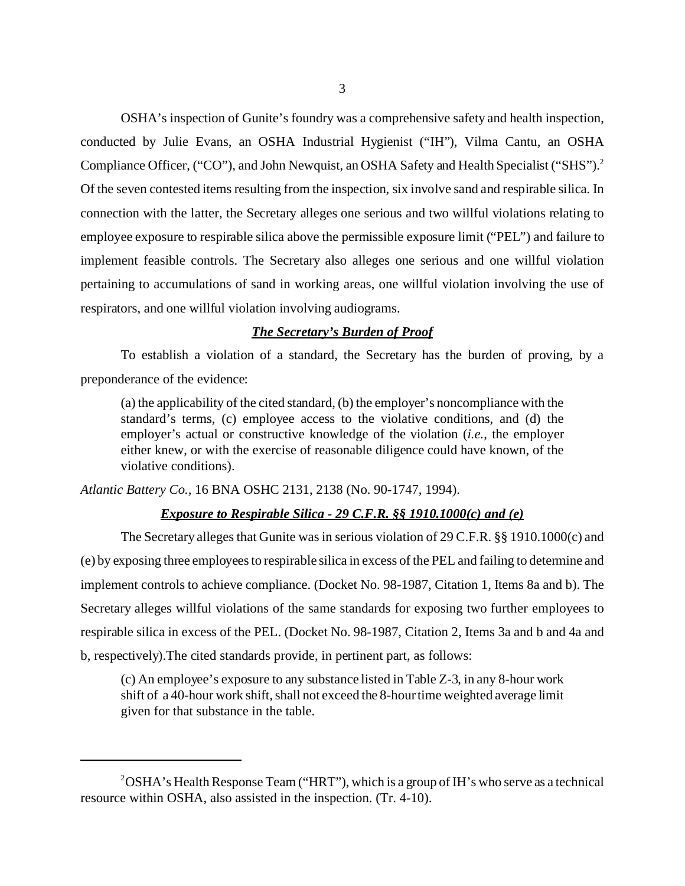OSHA's inspection of Gunite's foundry was a comprehensive safety and health inspection, conducted by Julie Evans, an OSHA Industrial Hygienist ("IH"), Vilma Cantu, an OSHA Compliance Officer, ("CO"), and John Newquist, an OSHA Safety and Health Specialist ("SHS").[2] Of the seven contested items resulting from the inspection, six involve sand and respirable silica. In connection with the latter, the Secretary alleges one serious and two willful violations relating to employee exposure to respirable silica above the permissible exposure limit ("PEL") and failure to implement feasible controls. The Secretary also alleges one serious and one willful violation pertaining to accumulations of sand in working areas, one willful violation involving the use of respirators, and one willful violation involving audiograms.

### ***The Secretary's Burden of Proof***

To establish a violation of a standard, the Secretary has the burden of proving, by a preponderance of the evidence:

> (a) the applicability of the cited standard, (b) the employer's noncompliance with the standard's terms, (c) employee access to the violative conditions, and (d) the employer's actual or constructive knowledge of the violation (*i.e.*, the employer either knew, or with the exercise of reasonable diligence could have known, of the violative conditions).

*Atlantic Battery Co.*, 16 BNA OSHC 2131, 2138 (No. 90-1747, 1994).

### ***Exposure to Respirable Silica - 29 C.F.R. §§ 1910.1000(c) and (e)***

The Secretary alleges that Gunite was in serious violation of 29 C.F.R. §§ 1910.1000(c) and (e) by exposing three employees to respirable silica in excess of the PEL and failing to determine and implement controls to achieve compliance. (Docket No. 98-1987, Citation 1, Items 8a and b). The Secretary alleges willful violations of the same standards for exposing two further employees to respirable silica in excess of the PEL. (Docket No. 98-1987, Citation 2, Items 3a and b and 4a and b, respectively).The cited standards provide, in pertinent part, as follows:

> (c) An employee's exposure to any substance listed in Table Z-3, in any 8-hour work shift of a 40-hour work shift, shall not exceed the 8-hour time weighted average limit given for that substance in the table.

---

[2]OSHA's Health Response Team ("HRT"), which is a group of IH's who serve as a technical resource within OSHA, also assisted in the inspection. (Tr. 4-10).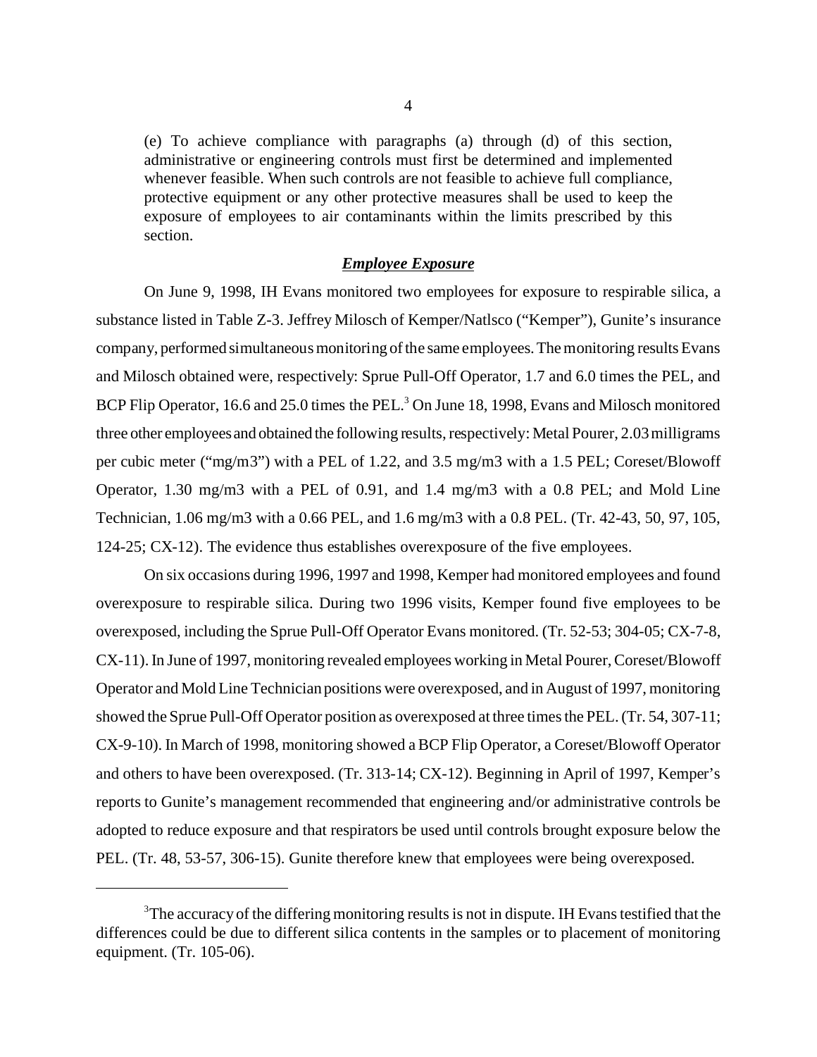(e) To achieve compliance with paragraphs (a) through (d) of this section, administrative or engineering controls must first be determined and implemented whenever feasible. When such controls are not feasible to achieve full compliance, protective equipment or any other protective measures shall be used to keep the exposure of employees to air contaminants within the limits prescribed by this section.

### ***Employee Exposure***

On June 9, 1998, IH Evans monitored two employees for exposure to respirable silica, a substance listed in Table Z-3. Jeffrey Milosch of Kemper/Natlsco ("Kemper"), Gunite's insurance company, performed simultaneous monitoring of the same employees. The monitoring results Evans and Milosch obtained were, respectively: Sprue Pull-Off Operator, 1.7 and 6.0 times the PEL, and BCP Flip Operator, 16.6 and 25.0 times the PEL.[3] On June 18, 1998, Evans and Milosch monitored three other employees and obtained the following results, respectively: Metal Pourer, 2.03 milligrams per cubic meter ("mg/m3") with a PEL of 1.22, and 3.5 mg/m3 with a 1.5 PEL; Coreset/Blowoff Operator, 1.30 mg/m3 with a PEL of 0.91, and 1.4 mg/m3 with a 0.8 PEL; and Mold Line Technician, 1.06 mg/m3 with a 0.66 PEL, and 1.6 mg/m3 with a 0.8 PEL. (Tr. 42-43, 50, 97, 105, 124-25; CX-12). The evidence thus establishes overexposure of the five employees.

On six occasions during 1996, 1997 and 1998, Kemper had monitored employees and found overexposure to respirable silica. During two 1996 visits, Kemper found five employees to be overexposed, including the Sprue Pull-Off Operator Evans monitored. (Tr. 52-53; 304-05; CX-7-8, CX-11). In June of 1997, monitoring revealed employees working in Metal Pourer, Coreset/Blowoff Operator and Mold Line Technician positions were overexposed, and in August of 1997, monitoring showed the Sprue Pull-Off Operator position as overexposed at three times the PEL. (Tr. 54, 307-11; CX-9-10). In March of 1998, monitoring showed a BCP Flip Operator, a Coreset/Blowoff Operator and others to have been overexposed. (Tr. 313-14; CX-12). Beginning in April of 1997, Kemper's reports to Gunite's management recommended that engineering and/or administrative controls be adopted to reduce exposure and that respirators be used until controls brought exposure below the PEL. (Tr. 48, 53-57, 306-15). Gunite therefore knew that employees were being overexposed.

---

[3] The accuracy of the differing monitoring results is not in dispute. IH Evans testified that the differences could be due to different silica contents in the samples or to placement of monitoring equipment. (Tr. 105-06).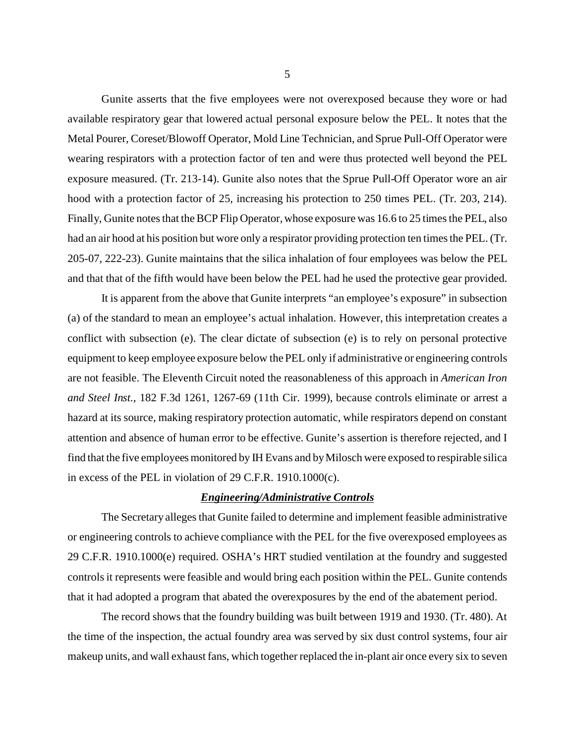Gunite asserts that the five employees were not overexposed because they wore or had available respiratory gear that lowered actual personal exposure below the PEL. It notes that the Metal Pourer, Coreset/Blowoff Operator, Mold Line Technician, and Sprue Pull-Off Operator were wearing respirators with a protection factor of ten and were thus protected well beyond the PEL exposure measured. (Tr. 213-14). Gunite also notes that the Sprue Pull-Off Operator wore an air hood with a protection factor of 25, increasing his protection to 250 times PEL. (Tr. 203, 214). Finally, Gunite notes that the BCP Flip Operator, whose exposure was 16.6 to 25 times the PEL, also had an air hood at his position but wore only a respirator providing protection ten times the PEL. (Tr. 205-07, 222-23). Gunite maintains that the silica inhalation of four employees was below the PEL and that that of the fifth would have been below the PEL had he used the protective gear provided.

It is apparent from the above that Gunite interprets "an employee's exposure" in subsection (a) of the standard to mean an employee's actual inhalation. However, this interpretation creates a conflict with subsection (e). The clear dictate of subsection (e) is to rely on personal protective equipment to keep employee exposure below the PEL only if administrative or engineering controls are not feasible. The Eleventh Circuit noted the reasonableness of this approach in *American Iron and Steel Inst.*, 182 F.3d 1261, 1267-69 (11th Cir. 1999), because controls eliminate or arrest a hazard at its source, making respiratory protection automatic, while respirators depend on constant attention and absence of human error to be effective. Gunite's assertion is therefore rejected, and I find that the five employees monitored by IH Evans and by Milosch were exposed to respirable silica in excess of the PEL in violation of 29 C.F.R. 1910.1000(c).

***Engineering/Administrative Controls***

The Secretary alleges that Gunite failed to determine and implement feasible administrative or engineering controls to achieve compliance with the PEL for the five overexposed employees as 29 C.F.R. 1910.1000(e) required. OSHA's HRT studied ventilation at the foundry and suggested controls it represents were feasible and would bring each position within the PEL. Gunite contends that it had adopted a program that abated the overexposures by the end of the abatement period.

The record shows that the foundry building was built between 1919 and 1930. (Tr. 480). At the time of the inspection, the actual foundry area was served by six dust control systems, four air makeup units, and wall exhaust fans, which together replaced the in-plant air once every six to seven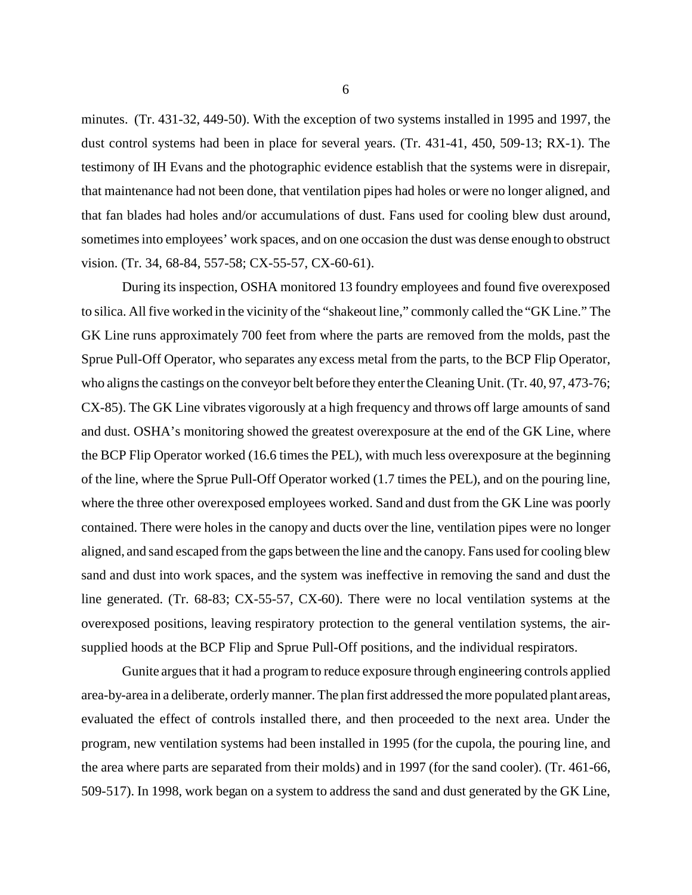minutes. (Tr. 431-32, 449-50). With the exception of two systems installed in 1995 and 1997, the dust control systems had been in place for several years. (Tr. 431-41, 450, 509-13; RX-1). The testimony of IH Evans and the photographic evidence establish that the systems were in disrepair, that maintenance had not been done, that ventilation pipes had holes or were no longer aligned, and that fan blades had holes and/or accumulations of dust. Fans used for cooling blew dust around, sometimes into employees' work spaces, and on one occasion the dust was dense enough to obstruct vision. (Tr. 34, 68-84, 557-58; CX-55-57, CX-60-61).

During its inspection, OSHA monitored 13 foundry employees and found five overexposed to silica. All five worked in the vicinity of the "shakeout line," commonly called the "GK Line." The GK Line runs approximately 700 feet from where the parts are removed from the molds, past the Sprue Pull-Off Operator, who separates any excess metal from the parts, to the BCP Flip Operator, who aligns the castings on the conveyor belt before they enter the Cleaning Unit. (Tr. 40, 97, 473-76; CX-85). The GK Line vibrates vigorously at a high frequency and throws off large amounts of sand and dust. OSHA's monitoring showed the greatest overexposure at the end of the GK Line, where the BCP Flip Operator worked (16.6 times the PEL), with much less overexposure at the beginning of the line, where the Sprue Pull-Off Operator worked (1.7 times the PEL), and on the pouring line, where the three other overexposed employees worked. Sand and dust from the GK Line was poorly contained. There were holes in the canopy and ducts over the line, ventilation pipes were no longer aligned, and sand escaped from the gaps between the line and the canopy. Fans used for cooling blew sand and dust into work spaces, and the system was ineffective in removing the sand and dust the line generated. (Tr. 68-83; CX-55-57, CX-60). There were no local ventilation systems at the overexposed positions, leaving respiratory protection to the general ventilation systems, the air-supplied hoods at the BCP Flip and Sprue Pull-Off positions, and the individual respirators.

Gunite argues that it had a program to reduce exposure through engineering controls applied area-by-area in a deliberate, orderly manner. The plan first addressed the more populated plant areas, evaluated the effect of controls installed there, and then proceeded to the next area. Under the program, new ventilation systems had been installed in 1995 (for the cupola, the pouring line, and the area where parts are separated from their molds) and in 1997 (for the sand cooler). (Tr. 461-66, 509-517). In 1998, work began on a system to address the sand and dust generated by the GK Line,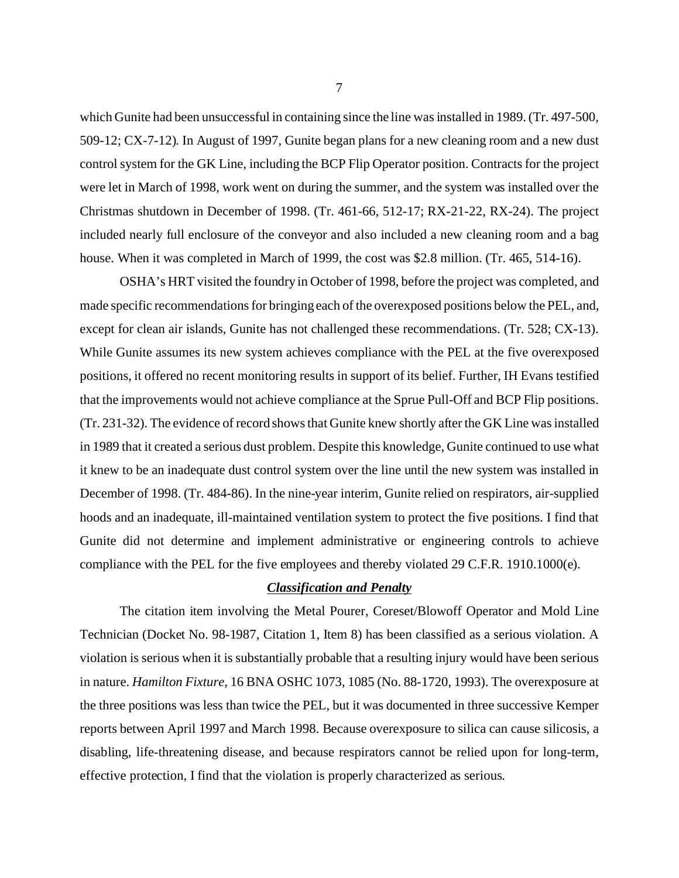which Gunite had been unsuccessful in containing since the line was installed in 1989. (Tr. 497-500, 509-12; CX-7-12). In August of 1997, Gunite began plans for a new cleaning room and a new dust control system for the GK Line, including the BCP Flip Operator position. Contracts for the project were let in March of 1998, work went on during the summer, and the system was installed over the Christmas shutdown in December of 1998. (Tr. 461-66, 512-17; RX-21-22, RX-24). The project included nearly full enclosure of the conveyor and also included a new cleaning room and a bag house. When it was completed in March of 1999, the cost was $2.8 million. (Tr. 465, 514-16).

OSHA's HRT visited the foundry in October of 1998, before the project was completed, and made specific recommendations for bringing each of the overexposed positions below the PEL, and, except for clean air islands, Gunite has not challenged these recommendations. (Tr. 528; CX-13). While Gunite assumes its new system achieves compliance with the PEL at the five overexposed positions, it offered no recent monitoring results in support of its belief. Further, IH Evans testified that the improvements would not achieve compliance at the Sprue Pull-Off and BCP Flip positions. (Tr. 231-32). The evidence of record shows that Gunite knew shortly after the GK Line was installed in 1989 that it created a serious dust problem. Despite this knowledge, Gunite continued to use what it knew to be an inadequate dust control system over the line until the new system was installed in December of 1998. (Tr. 484-86). In the nine-year interim, Gunite relied on respirators, air-supplied hoods and an inadequate, ill-maintained ventilation system to protect the five positions. I find that Gunite did not determine and implement administrative or engineering controls to achieve compliance with the PEL for the five employees and thereby violated 29 C.F.R. 1910.1000(e).

## ***Classification and Penalty***

The citation item involving the Metal Pourer, Coreset/Blowoff Operator and Mold Line Technician (Docket No. 98-1987, Citation 1, Item 8) has been classified as a serious violation. A violation is serious when it is substantially probable that a resulting injury would have been serious in nature. *Hamilton Fixture*, 16 BNA OSHC 1073, 1085 (No. 88-1720, 1993). The overexposure at the three positions was less than twice the PEL, but it was documented in three successive Kemper reports between April 1997 and March 1998. Because overexposure to silica can cause silicosis, a disabling, life-threatening disease, and because respirators cannot be relied upon for long-term, effective protection, I find that the violation is properly characterized as serious.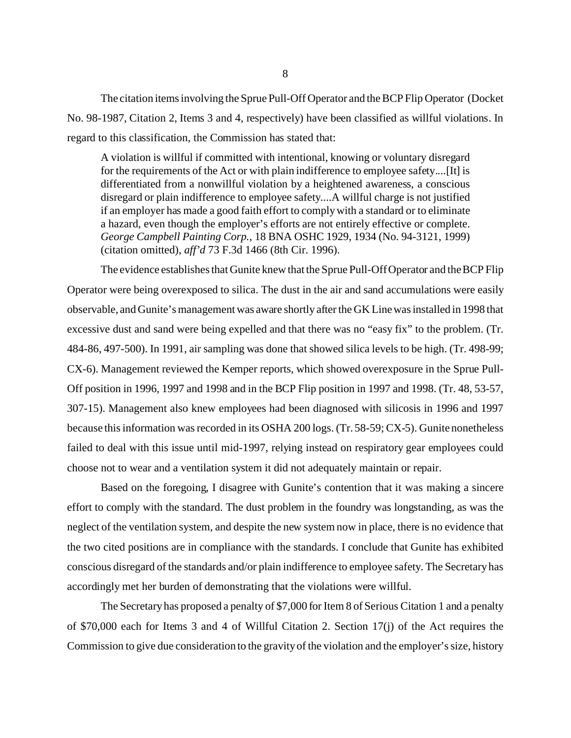The citation items involving the Sprue Pull-Off Operator and the BCP Flip Operator (Docket No. 98-1987, Citation 2, Items 3 and 4, respectively) have been classified as willful violations. In regard to this classification, the Commission has stated that:

> A violation is willful if committed with intentional, knowing or voluntary disregard for the requirements of the Act or with plain indifference to employee safety....[It] is differentiated from a nonwillful violation by a heightened awareness, a conscious disregard or plain indifference to employee safety....A willful charge is not justified if an employer has made a good faith effort to comply with a standard or to eliminate a hazard, even though the employer's efforts are not entirely effective or complete. *George Campbell Painting Corp.*, 18 BNA OSHC 1929, 1934 (No. 94-3121, 1999) (citation omitted), *aff'd* 73 F.3d 1466 (8th Cir. 1996).

The evidence establishes that Gunite knew that the Sprue Pull-Off Operator and the BCP Flip Operator were being overexposed to silica. The dust in the air and sand accumulations were easily observable, and Gunite's management was aware shortly after the GK Line was installed in 1998 that excessive dust and sand were being expelled and that there was no "easy fix" to the problem. (Tr. 484-86, 497-500). In 1991, air sampling was done that showed silica levels to be high. (Tr. 498-99; CX-6). Management reviewed the Kemper reports, which showed overexposure in the Sprue Pull-Off position in 1996, 1997 and 1998 and in the BCP Flip position in 1997 and 1998. (Tr. 48, 53-57, 307-15). Management also knew employees had been diagnosed with silicosis in 1996 and 1997 because this information was recorded in its OSHA 200 logs. (Tr. 58-59; CX-5). Gunite nonetheless failed to deal with this issue until mid-1997, relying instead on respiratory gear employees could choose not to wear and a ventilation system it did not adequately maintain or repair.

Based on the foregoing, I disagree with Gunite's contention that it was making a sincere effort to comply with the standard. The dust problem in the foundry was longstanding, as was the neglect of the ventilation system, and despite the new system now in place, there is no evidence that the two cited positions are in compliance with the standards. I conclude that Gunite has exhibited conscious disregard of the standards and/or plain indifference to employee safety. The Secretary has accordingly met her burden of demonstrating that the violations were willful.

The Secretary has proposed a penalty of $7,000 for Item 8 of Serious Citation 1 and a penalty of $70,000 each for Items 3 and 4 of Willful Citation 2. Section 17(j) of the Act requires the Commission to give due consideration to the gravity of the violation and the employer's size, history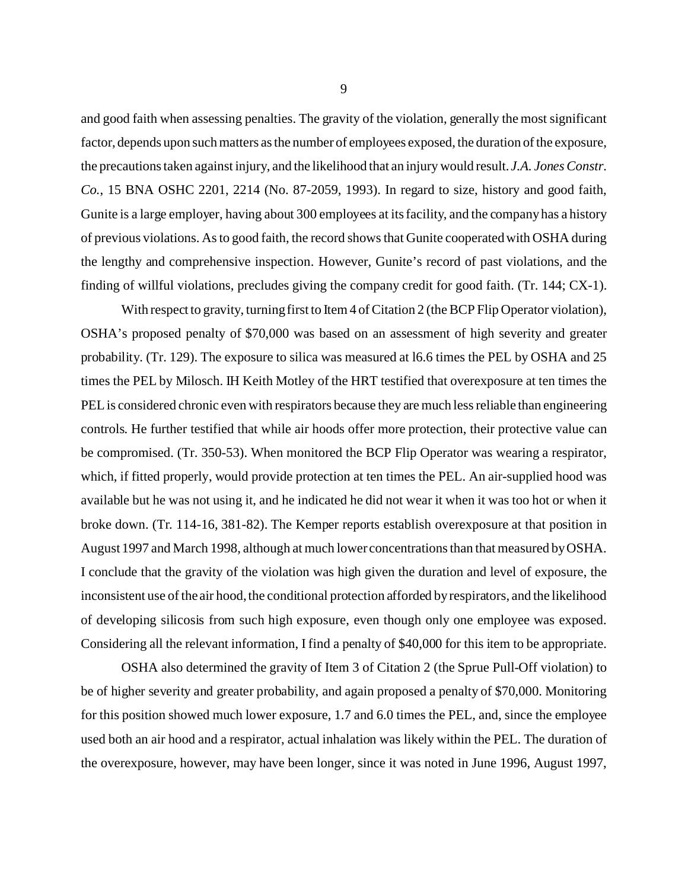and good faith when assessing penalties. The gravity of the violation, generally the most significant factor, depends upon such matters as the number of employees exposed, the duration of the exposure, the precautions taken against injury, and the likelihood that an injury would result. *J.A. Jones Constr. Co.*, 15 BNA OSHC 2201, 2214 (No. 87-2059, 1993). In regard to size, history and good faith, Gunite is a large employer, having about 300 employees at its facility, and the company has a history of previous violations. As to good faith, the record shows that Gunite cooperated with OSHA during the lengthy and comprehensive inspection. However, Gunite's record of past violations, and the finding of willful violations, precludes giving the company credit for good faith. (Tr. 144; CX-1).

With respect to gravity, turning first to Item 4 of Citation 2 (the BCP Flip Operator violation), OSHA's proposed penalty of $70,000 was based on an assessment of high severity and greater probability. (Tr. 129). The exposure to silica was measured at l6.6 times the PEL by OSHA and 25 times the PEL by Milosch. IH Keith Motley of the HRT testified that overexposure at ten times the PEL is considered chronic even with respirators because they are much less reliable than engineering controls. He further testified that while air hoods offer more protection, their protective value can be compromised. (Tr. 350-53). When monitored the BCP Flip Operator was wearing a respirator, which, if fitted properly, would provide protection at ten times the PEL. An air-supplied hood was available but he was not using it, and he indicated he did not wear it when it was too hot or when it broke down. (Tr. 114-16, 381-82). The Kemper reports establish overexposure at that position in August 1997 and March 1998, although at much lower concentrations than that measured by OSHA. I conclude that the gravity of the violation was high given the duration and level of exposure, the inconsistent use of the air hood, the conditional protection afforded by respirators, and the likelihood of developing silicosis from such high exposure, even though only one employee was exposed. Considering all the relevant information, I find a penalty of $40,000 for this item to be appropriate.

OSHA also determined the gravity of Item 3 of Citation 2 (the Sprue Pull-Off violation) to be of higher severity and greater probability, and again proposed a penalty of $70,000. Monitoring for this position showed much lower exposure, 1.7 and 6.0 times the PEL, and, since the employee used both an air hood and a respirator, actual inhalation was likely within the PEL. The duration of the overexposure, however, may have been longer, since it was noted in June 1996, August 1997,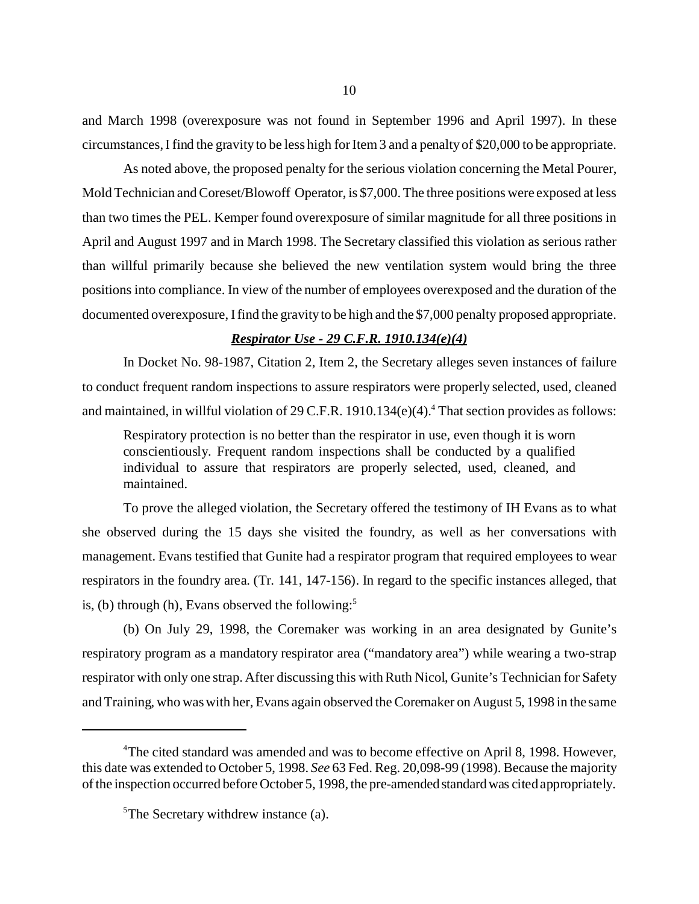and March 1998 (overexposure was not found in September 1996 and April 1997). In these circumstances, I find the gravity to be less high for Item 3 and a penalty of $20,000 to be appropriate.

As noted above, the proposed penalty for the serious violation concerning the Metal Pourer, Mold Technician and Coreset/Blowoff Operator, is $7,000. The three positions were exposed at less than two times the PEL. Kemper found overexposure of similar magnitude for all three positions in April and August 1997 and in March 1998. The Secretary classified this violation as serious rather than willful primarily because she believed the new ventilation system would bring the three positions into compliance. In view of the number of employees overexposed and the duration of the documented overexposure, I find the gravity to be high and the $7,000 penalty proposed appropriate.

***Respirator Use - 29 C.F.R. 1910.134(e)(4)***

In Docket No. 98-1987, Citation 2, Item 2, the Secretary alleges seven instances of failure to conduct frequent random inspections to assure respirators were properly selected, used, cleaned and maintained, in willful violation of 29 C.F.R. 1910.134(e)(4).[4] That section provides as follows:

> Respiratory protection is no better than the respirator in use, even though it is worn conscientiously. Frequent random inspections shall be conducted by a qualified individual to assure that respirators are properly selected, used, cleaned, and maintained.

To prove the alleged violation, the Secretary offered the testimony of IH Evans as to what she observed during the 15 days she visited the foundry, as well as her conversations with management. Evans testified that Gunite had a respirator program that required employees to wear respirators in the foundry area. (Tr. 141, 147-156). In regard to the specific instances alleged, that is, (b) through (h), Evans observed the following:[5]

(b) On July 29, 1998, the Coremaker was working in an area designated by Gunite's respiratory program as a mandatory respirator area ("mandatory area") while wearing a two-strap respirator with only one strap. After discussing this with Ruth Nicol, Gunite's Technician for Safety and Training, who was with her, Evans again observed the Coremaker on August 5, 1998 in the same

---

[4]The cited standard was amended and was to become effective on April 8, 1998. However, this date was extended to October 5, 1998. *See* 63 Fed. Reg. 20,098-99 (1998). Because the majority of the inspection occurred before October 5, 1998, the pre-amended standard was cited appropriately.

[5]The Secretary withdrew instance (a).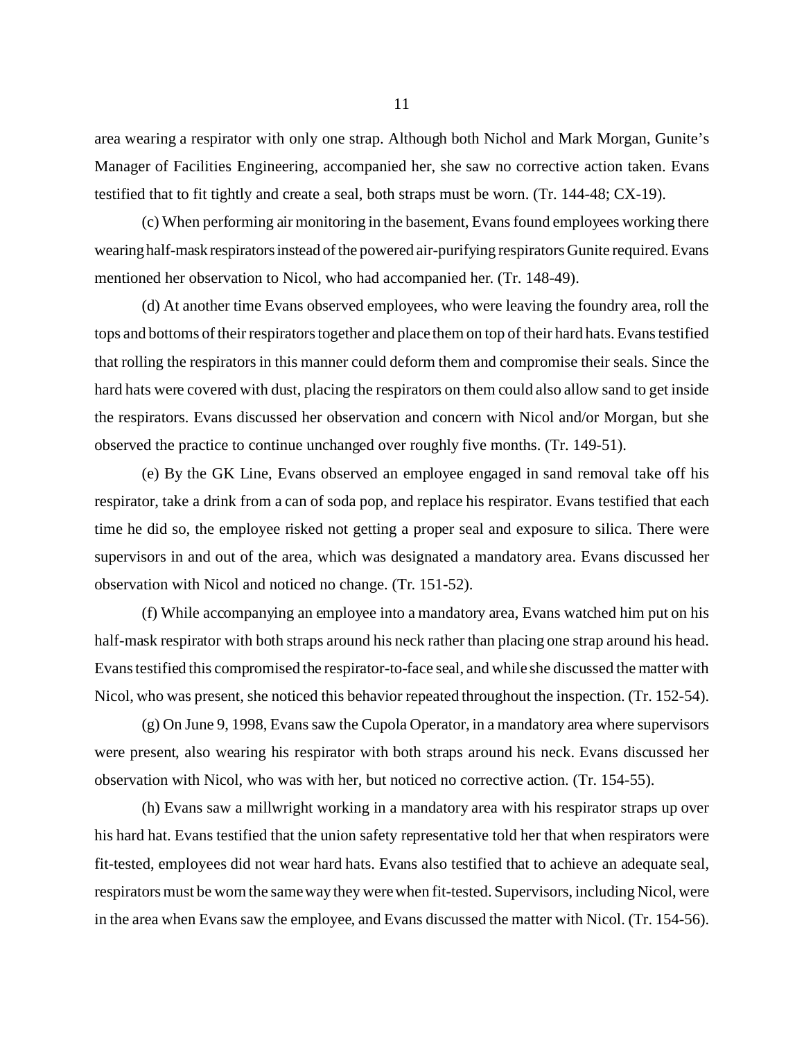area wearing a respirator with only one strap. Although both Nichol and Mark Morgan, Gunite's Manager of Facilities Engineering, accompanied her, she saw no corrective action taken. Evans testified that to fit tightly and create a seal, both straps must be worn. (Tr. 144-48; CX-19).

(c) When performing air monitoring in the basement, Evans found employees working there wearing half-mask respirators instead of the powered air-purifying respirators Gunite required. Evans mentioned her observation to Nicol, who had accompanied her. (Tr. 148-49).

(d) At another time Evans observed employees, who were leaving the foundry area, roll the tops and bottoms of their respirators together and place them on top of their hard hats. Evans testified that rolling the respirators in this manner could deform them and compromise their seals. Since the hard hats were covered with dust, placing the respirators on them could also allow sand to get inside the respirators. Evans discussed her observation and concern with Nicol and/or Morgan, but she observed the practice to continue unchanged over roughly five months. (Tr. 149-51).

(e) By the GK Line, Evans observed an employee engaged in sand removal take off his respirator, take a drink from a can of soda pop, and replace his respirator. Evans testified that each time he did so, the employee risked not getting a proper seal and exposure to silica. There were supervisors in and out of the area, which was designated a mandatory area. Evans discussed her observation with Nicol and noticed no change. (Tr. 151-52).

(f) While accompanying an employee into a mandatory area, Evans watched him put on his half-mask respirator with both straps around his neck rather than placing one strap around his head. Evans testified this compromised the respirator-to-face seal, and while she discussed the matter with Nicol, who was present, she noticed this behavior repeated throughout the inspection. (Tr. 152-54).

(g) On June 9, 1998, Evans saw the Cupola Operator, in a mandatory area where supervisors were present, also wearing his respirator with both straps around his neck. Evans discussed her observation with Nicol, who was with her, but noticed no corrective action. (Tr. 154-55).

(h) Evans saw a millwright working in a mandatory area with his respirator straps up over his hard hat. Evans testified that the union safety representative told her that when respirators were fit-tested, employees did not wear hard hats. Evans also testified that to achieve an adequate seal, respirators must be worn the same way they were when fit-tested. Supervisors, including Nicol, were in the area when Evans saw the employee, and Evans discussed the matter with Nicol. (Tr. 154-56).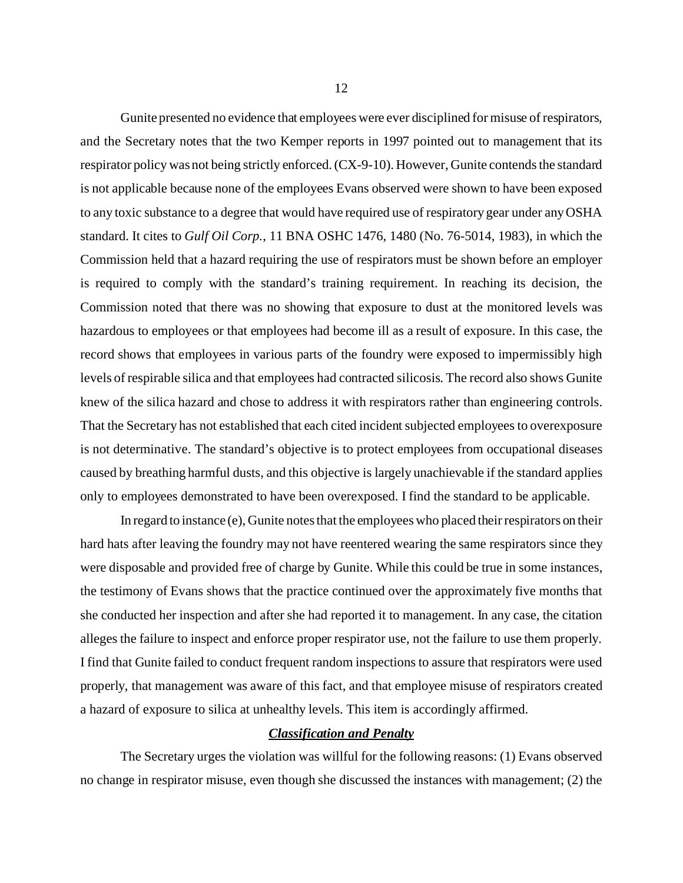Gunite presented no evidence that employees were ever disciplined for misuse of respirators, and the Secretary notes that the two Kemper reports in 1997 pointed out to management that its respirator policy was not being strictly enforced. (CX-9-10). However, Gunite contends the standard is not applicable because none of the employees Evans observed were shown to have been exposed to any toxic substance to a degree that would have required use of respiratory gear under any OSHA standard. It cites to *Gulf Oil Corp.*, 11 BNA OSHC 1476, 1480 (No. 76-5014, 1983), in which the Commission held that a hazard requiring the use of respirators must be shown before an employer is required to comply with the standard's training requirement. In reaching its decision, the Commission noted that there was no showing that exposure to dust at the monitored levels was hazardous to employees or that employees had become ill as a result of exposure. In this case, the record shows that employees in various parts of the foundry were exposed to impermissibly high levels of respirable silica and that employees had contracted silicosis. The record also shows Gunite knew of the silica hazard and chose to address it with respirators rather than engineering controls. That the Secretary has not established that each cited incident subjected employees to overexposure is not determinative. The standard's objective is to protect employees from occupational diseases caused by breathing harmful dusts, and this objective is largely unachievable if the standard applies only to employees demonstrated to have been overexposed. I find the standard to be applicable.

In regard to instance (e), Gunite notes that the employees who placed their respirators on their hard hats after leaving the foundry may not have reentered wearing the same respirators since they were disposable and provided free of charge by Gunite. While this could be true in some instances, the testimony of Evans shows that the practice continued over the approximately five months that she conducted her inspection and after she had reported it to management. In any case, the citation alleges the failure to inspect and enforce proper respirator use, not the failure to use them properly. I find that Gunite failed to conduct frequent random inspections to assure that respirators were used properly, that management was aware of this fact, and that employee misuse of respirators created a hazard of exposure to silica at unhealthy levels. This item is accordingly affirmed.

***Classification and Penalty***

The Secretary urges the violation was willful for the following reasons: (1) Evans observed no change in respirator misuse, even though she discussed the instances with management; (2) the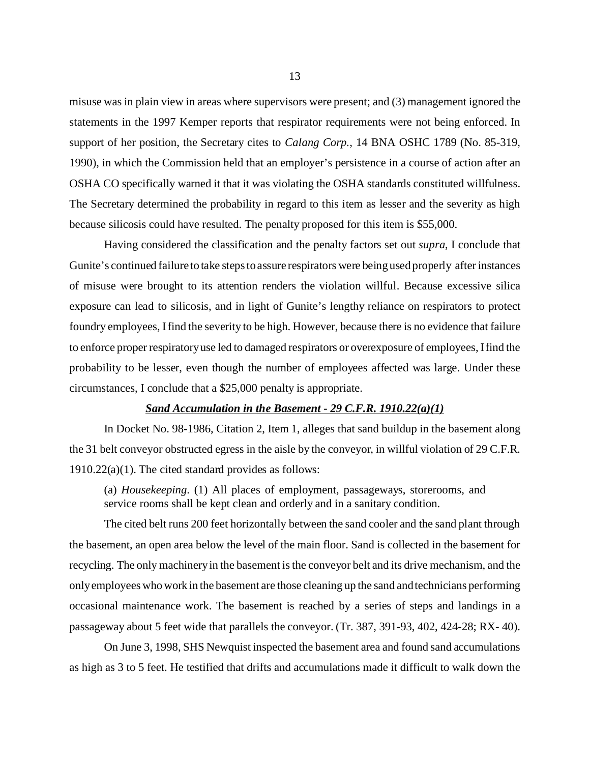misuse was in plain view in areas where supervisors were present; and (3) management ignored the statements in the 1997 Kemper reports that respirator requirements were not being enforced. In support of her position, the Secretary cites to *Calang Corp.*, 14 BNA OSHC 1789 (No. 85-319, 1990), in which the Commission held that an employer's persistence in a course of action after an OSHA CO specifically warned it that it was violating the OSHA standards constituted willfulness. The Secretary determined the probability in regard to this item as lesser and the severity as high because silicosis could have resulted. The penalty proposed for this item is $55,000.

Having considered the classification and the penalty factors set out *supra*, I conclude that Gunite's continued failure to take steps to assure respirators were being used properly after instances of misuse were brought to its attention renders the violation willful. Because excessive silica exposure can lead to silicosis, and in light of Gunite's lengthy reliance on respirators to protect foundry employees, I find the severity to be high. However, because there is no evidence that failure to enforce proper respiratory use led to damaged respirators or overexposure of employees, I find the probability to be lesser, even though the number of employees affected was large. Under these circumstances, I conclude that a $25,000 penalty is appropriate.

***Sand Accumulation in the Basement - 29 C.F.R. 1910.22(a)(1)***

In Docket No. 98-1986, Citation 2, Item 1, alleges that sand buildup in the basement along the 31 belt conveyor obstructed egress in the aisle by the conveyor, in willful violation of 29 C.F.R. 1910.22(a)(1). The cited standard provides as follows:

> (a) *Housekeeping*. (1) All places of employment, passageways, storerooms, and service rooms shall be kept clean and orderly and in a sanitary condition.

The cited belt runs 200 feet horizontally between the sand cooler and the sand plant through the basement, an open area below the level of the main floor. Sand is collected in the basement for recycling. The only machinery in the basement is the conveyor belt and its drive mechanism, and the only employees who work in the basement are those cleaning up the sand and technicians performing occasional maintenance work. The basement is reached by a series of steps and landings in a passageway about 5 feet wide that parallels the conveyor. (Tr. 387, 391-93, 402, 424-28; RX- 40).

On June 3, 1998, SHS Newquist inspected the basement area and found sand accumulations as high as 3 to 5 feet. He testified that drifts and accumulations made it difficult to walk down the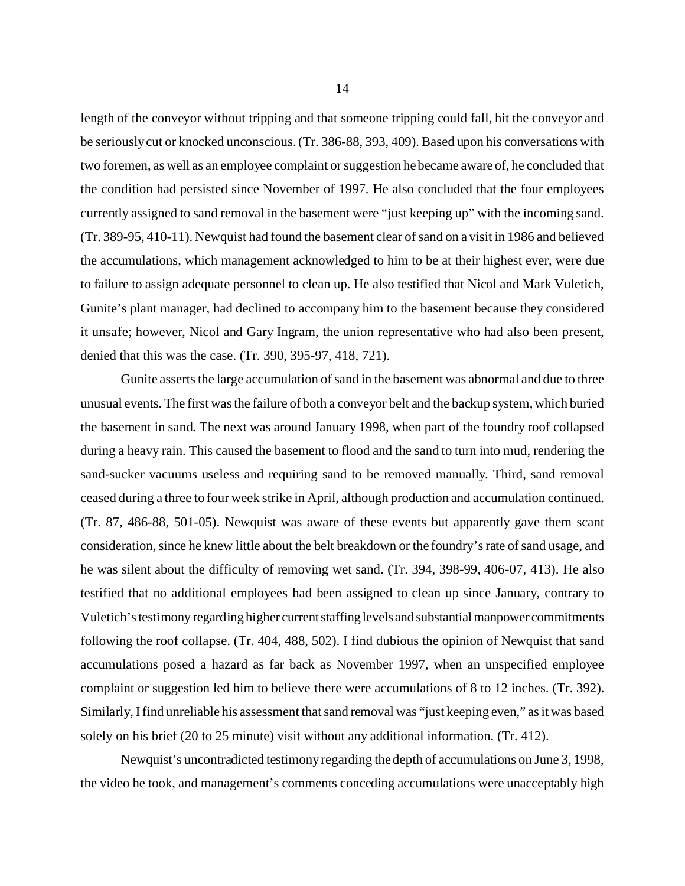length of the conveyor without tripping and that someone tripping could fall, hit the conveyor and be seriously cut or knocked unconscious. (Tr. 386-88, 393, 409). Based upon his conversations with two foremen, as well as an employee complaint or suggestion he became aware of, he concluded that the condition had persisted since November of 1997. He also concluded that the four employees currently assigned to sand removal in the basement were "just keeping up" with the incoming sand. (Tr. 389-95, 410-11). Newquist had found the basement clear of sand on a visit in 1986 and believed the accumulations, which management acknowledged to him to be at their highest ever, were due to failure to assign adequate personnel to clean up. He also testified that Nicol and Mark Vuletich, Gunite's plant manager, had declined to accompany him to the basement because they considered it unsafe; however, Nicol and Gary Ingram, the union representative who had also been present, denied that this was the case. (Tr. 390, 395-97, 418, 721).

Gunite asserts the large accumulation of sand in the basement was abnormal and due to three unusual events. The first was the failure of both a conveyor belt and the backup system, which buried the basement in sand. The next was around January 1998, when part of the foundry roof collapsed during a heavy rain. This caused the basement to flood and the sand to turn into mud, rendering the sand-sucker vacuums useless and requiring sand to be removed manually. Third, sand removal ceased during a three to four week strike in April, although production and accumulation continued. (Tr. 87, 486-88, 501-05). Newquist was aware of these events but apparently gave them scant consideration, since he knew little about the belt breakdown or the foundry's rate of sand usage, and he was silent about the difficulty of removing wet sand. (Tr. 394, 398-99, 406-07, 413). He also testified that no additional employees had been assigned to clean up since January, contrary to Vuletich's testimony regarding higher current staffing levels and substantial manpower commitments following the roof collapse. (Tr. 404, 488, 502). I find dubious the opinion of Newquist that sand accumulations posed a hazard as far back as November 1997, when an unspecified employee complaint or suggestion led him to believe there were accumulations of 8 to 12 inches. (Tr. 392). Similarly, I find unreliable his assessment that sand removal was "just keeping even," as it was based solely on his brief (20 to 25 minute) visit without any additional information. (Tr. 412).

Newquist's uncontradicted testimony regarding the depth of accumulations on June 3, 1998, the video he took, and management's comments conceding accumulations were unacceptably high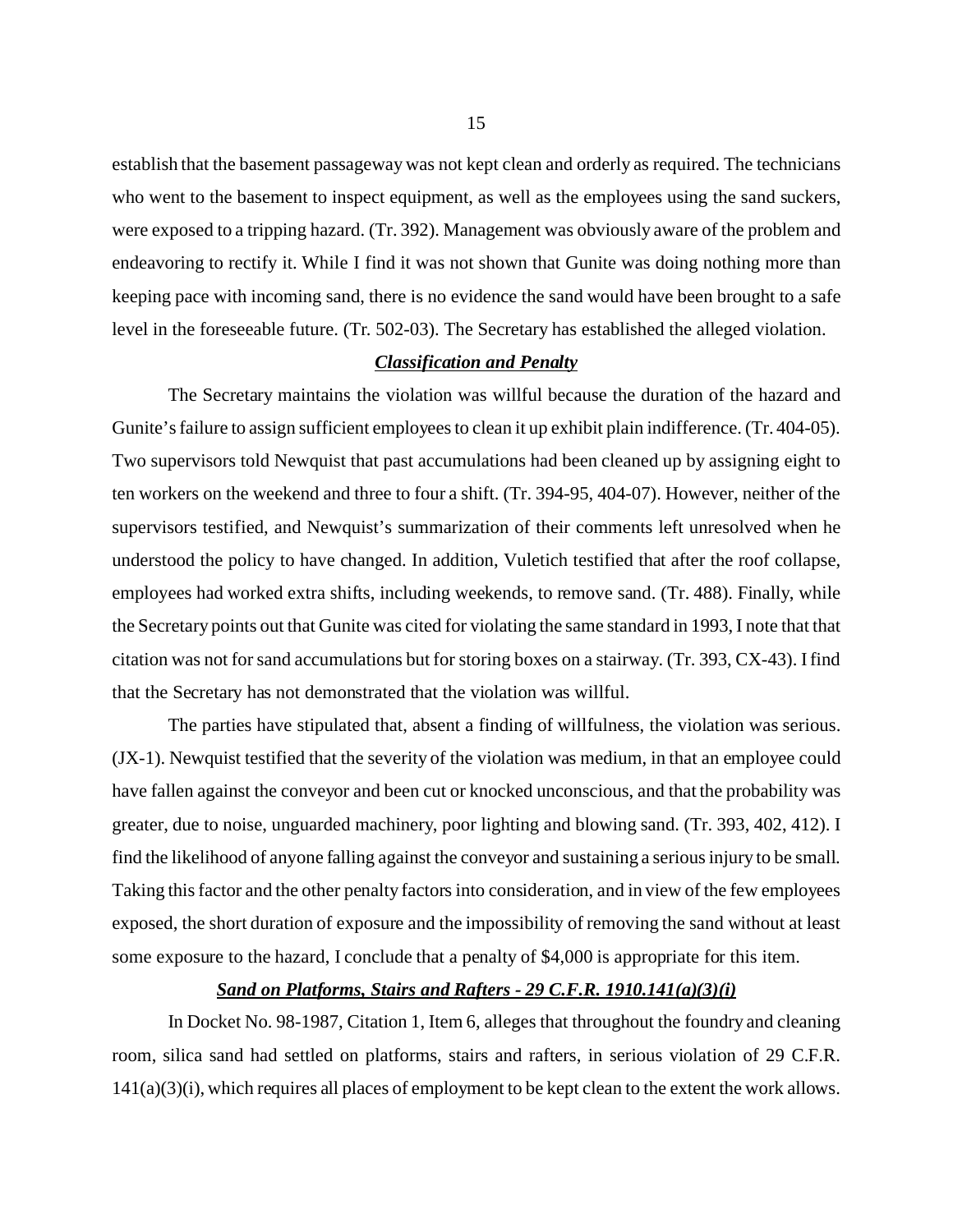establish that the basement passageway was not kept clean and orderly as required. The technicians who went to the basement to inspect equipment, as well as the employees using the sand suckers, were exposed to a tripping hazard. (Tr. 392). Management was obviously aware of the problem and endeavoring to rectify it. While I find it was not shown that Gunite was doing nothing more than keeping pace with incoming sand, there is no evidence the sand would have been brought to a safe level in the foreseeable future. (Tr. 502-03). The Secretary has established the alleged violation.

***Classification and Penalty***

The Secretary maintains the violation was willful because the duration of the hazard and Gunite's failure to assign sufficient employees to clean it up exhibit plain indifference. (Tr. 404-05). Two supervisors told Newquist that past accumulations had been cleaned up by assigning eight to ten workers on the weekend and three to four a shift. (Tr. 394-95, 404-07). However, neither of the supervisors testified, and Newquist's summarization of their comments left unresolved when he understood the policy to have changed. In addition, Vuletich testified that after the roof collapse, employees had worked extra shifts, including weekends, to remove sand. (Tr. 488). Finally, while the Secretary points out that Gunite was cited for violating the same standard in 1993, I note that that citation was not for sand accumulations but for storing boxes on a stairway. (Tr. 393, CX-43). I find that the Secretary has not demonstrated that the violation was willful.

The parties have stipulated that, absent a finding of willfulness, the violation was serious. (JX-1). Newquist testified that the severity of the violation was medium, in that an employee could have fallen against the conveyor and been cut or knocked unconscious, and that the probability was greater, due to noise, unguarded machinery, poor lighting and blowing sand. (Tr. 393, 402, 412). I find the likelihood of anyone falling against the conveyor and sustaining a serious injury to be small. Taking this factor and the other penalty factors into consideration, and in view of the few employees exposed, the short duration of exposure and the impossibility of removing the sand without at least some exposure to the hazard, I conclude that a penalty of $4,000 is appropriate for this item.

***Sand on Platforms, Stairs and Rafters - 29 C.F.R. 1910.141(a)(3)(i)***

In Docket No. 98-1987, Citation 1, Item 6, alleges that throughout the foundry and cleaning room, silica sand had settled on platforms, stairs and rafters, in serious violation of 29 C.F.R. 141(a)(3)(i), which requires all places of employment to be kept clean to the extent the work allows.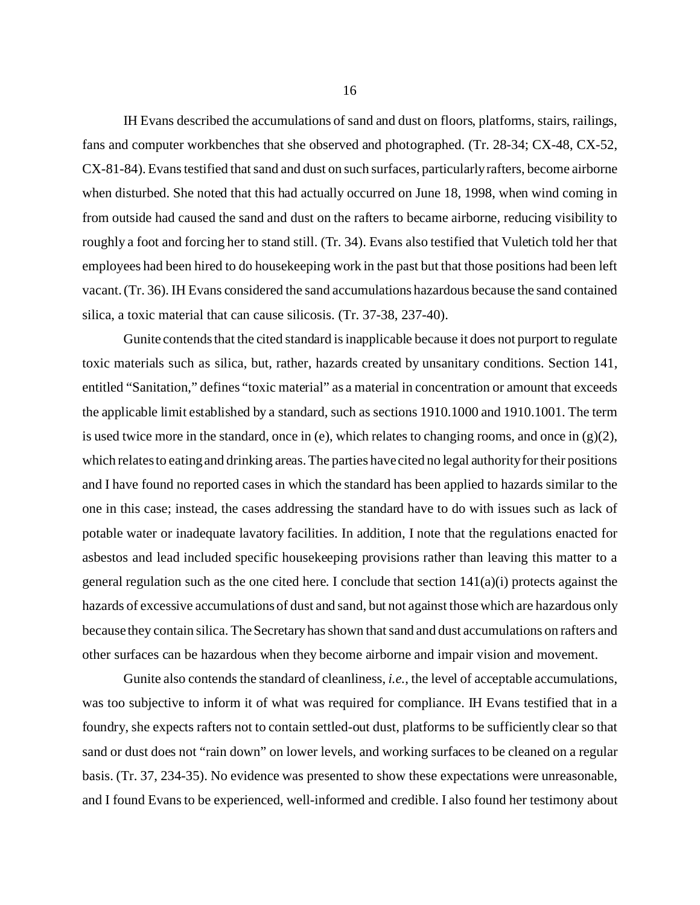IH Evans described the accumulations of sand and dust on floors, platforms, stairs, railings, fans and computer workbenches that she observed and photographed. (Tr. 28-34; CX-48, CX-52, CX-81-84). Evans testified that sand and dust on such surfaces, particularly rafters, become airborne when disturbed. She noted that this had actually occurred on June 18, 1998, when wind coming in from outside had caused the sand and dust on the rafters to became airborne, reducing visibility to roughly a foot and forcing her to stand still. (Tr. 34). Evans also testified that Vuletich told her that employees had been hired to do housekeeping work in the past but that those positions had been left vacant. (Tr. 36). IH Evans considered the sand accumulations hazardous because the sand contained silica, a toxic material that can cause silicosis. (Tr. 37-38, 237-40).

Gunite contends that the cited standard is inapplicable because it does not purport to regulate toxic materials such as silica, but, rather, hazards created by unsanitary conditions. Section 141, entitled "Sanitation," defines "toxic material" as a material in concentration or amount that exceeds the applicable limit established by a standard, such as sections 1910.1000 and 1910.1001. The term is used twice more in the standard, once in (e), which relates to changing rooms, and once in (g)(2), which relates to eating and drinking areas. The parties have cited no legal authority for their positions and I have found no reported cases in which the standard has been applied to hazards similar to the one in this case; instead, the cases addressing the standard have to do with issues such as lack of potable water or inadequate lavatory facilities. In addition, I note that the regulations enacted for asbestos and lead included specific housekeeping provisions rather than leaving this matter to a general regulation such as the one cited here. I conclude that section 141(a)(i) protects against the hazards of excessive accumulations of dust and sand, but not against those which are hazardous only because they contain silica. The Secretary has shown that sand and dust accumulations on rafters and other surfaces can be hazardous when they become airborne and impair vision and movement.

Gunite also contends the standard of cleanliness, *i.e.*, the level of acceptable accumulations, was too subjective to inform it of what was required for compliance. IH Evans testified that in a foundry, she expects rafters not to contain settled-out dust, platforms to be sufficiently clear so that sand or dust does not "rain down" on lower levels, and working surfaces to be cleaned on a regular basis. (Tr. 37, 234-35). No evidence was presented to show these expectations were unreasonable, and I found Evans to be experienced, well-informed and credible. I also found her testimony about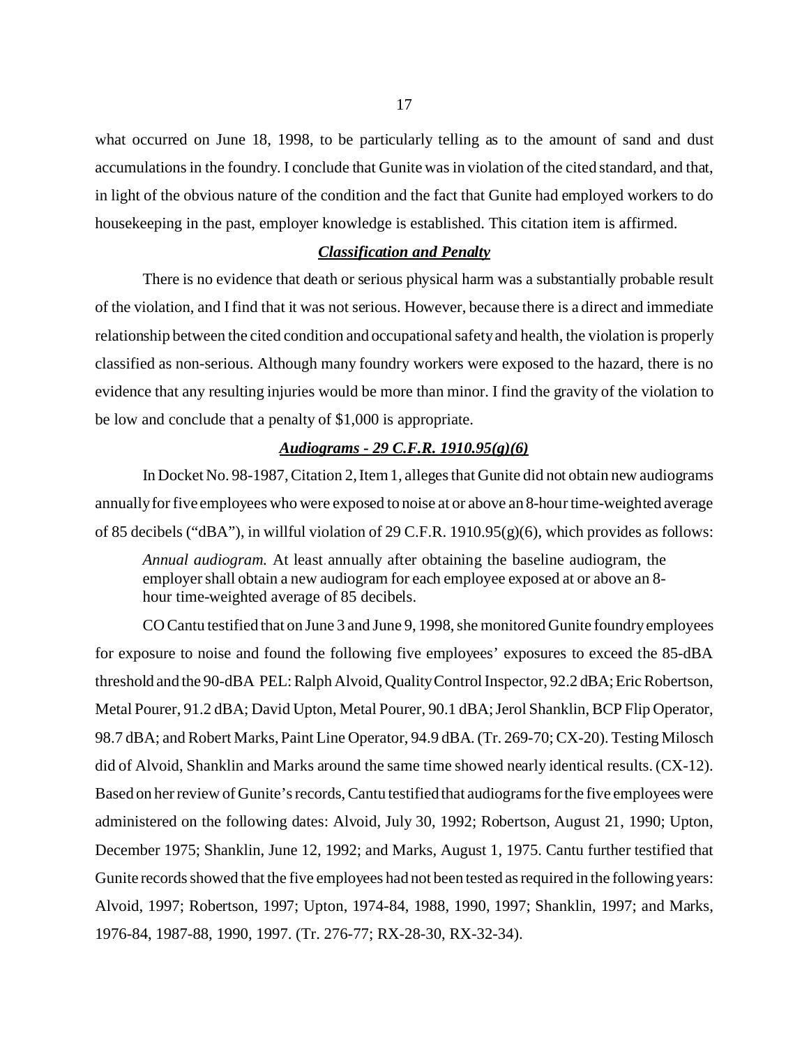what occurred on June 18, 1998, to be particularly telling as to the amount of sand and dust accumulations in the foundry. I conclude that Gunite was in violation of the cited standard, and that, in light of the obvious nature of the condition and the fact that Gunite had employed workers to do housekeeping in the past, employer knowledge is established. This citation item is affirmed.

### ***Classification and Penalty***

There is no evidence that death or serious physical harm was a substantially probable result of the violation, and I find that it was not serious. However, because there is a direct and immediate relationship between the cited condition and occupational safety and health, the violation is properly classified as non-serious. Although many foundry workers were exposed to the hazard, there is no evidence that any resulting injuries would be more than minor. I find the gravity of the violation to be low and conclude that a penalty of $1,000 is appropriate.

### ***Audiograms - 29 C.F.R. 1910.95(g)(6)***

In Docket No. 98-1987, Citation 2, Item 1, alleges that Gunite did not obtain new audiograms annually for five employees who were exposed to noise at or above an 8-hour time-weighted average of 85 decibels ("dBA"), in willful violation of 29 C.F.R. 1910.95(g)(6), which provides as follows:

> *Annual audiogram.* At least annually after obtaining the baseline audiogram, the employer shall obtain a new audiogram for each employee exposed at or above an 8-hour time-weighted average of 85 decibels.

CO Cantu testified that on June 3 and June 9, 1998, she monitored Gunite foundry employees for exposure to noise and found the following five employees' exposures to exceed the 85-dBA threshold and the 90-dBA PEL: Ralph Alvoid, Quality Control Inspector, 92.2 dBA; Eric Robertson, Metal Pourer, 91.2 dBA; David Upton, Metal Pourer, 90.1 dBA; Jerol Shanklin, BCP Flip Operator, 98.7 dBA; and Robert Marks, Paint Line Operator, 94.9 dBA. (Tr. 269-70; CX-20). Testing Milosch did of Alvoid, Shanklin and Marks around the same time showed nearly identical results. (CX-12). Based on her review of Gunite's records, Cantu testified that audiograms for the five employees were administered on the following dates: Alvoid, July 30, 1992; Robertson, August 21, 1990; Upton, December 1975; Shanklin, June 12, 1992; and Marks, August 1, 1975. Cantu further testified that Gunite records showed that the five employees had not been tested as required in the following years: Alvoid, 1997; Robertson, 1997; Upton, 1974-84, 1988, 1990, 1997; Shanklin, 1997; and Marks, 1976-84, 1987-88, 1990, 1997. (Tr. 276-77; RX-28-30, RX-32-34).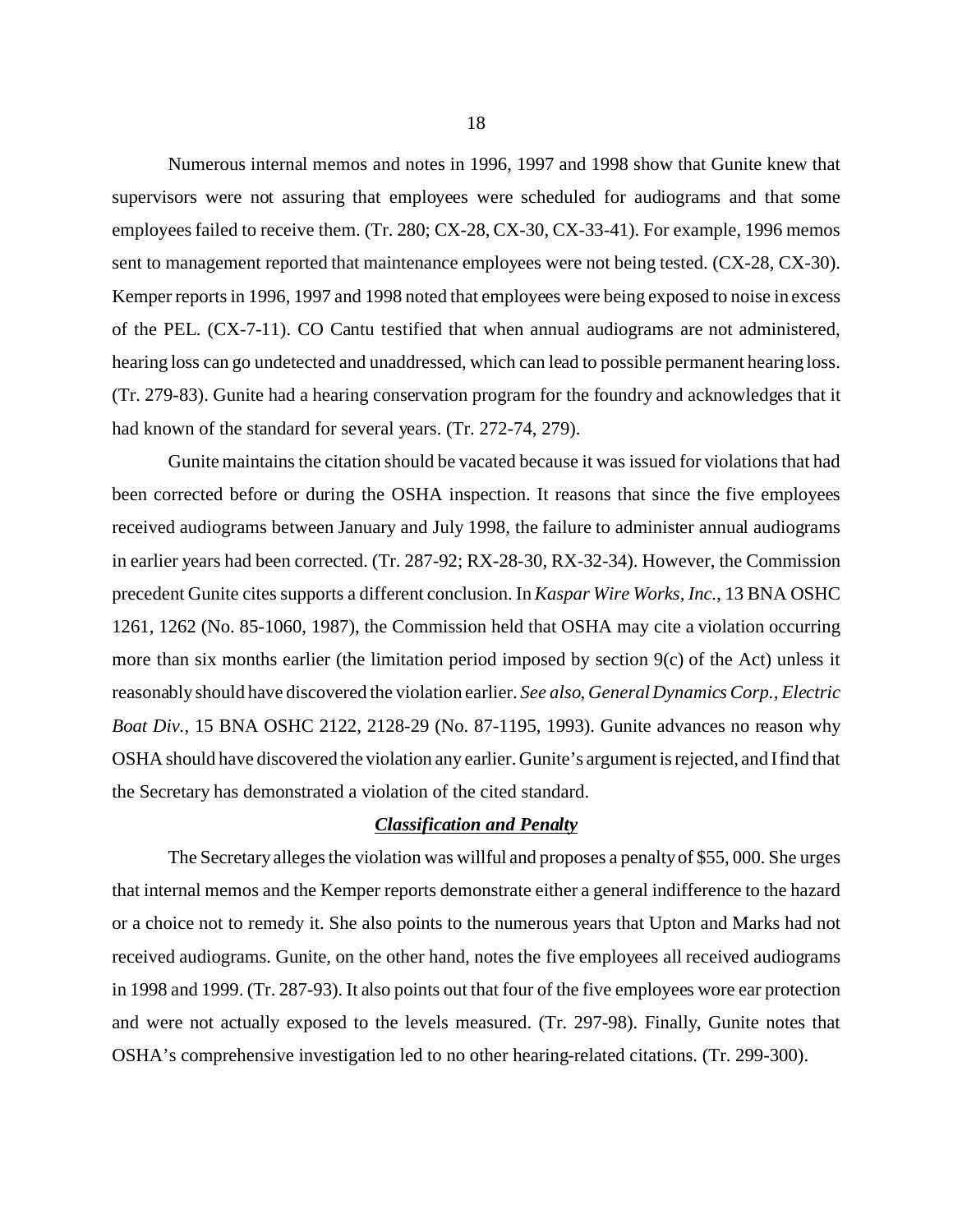Numerous internal memos and notes in 1996, 1997 and 1998 show that Gunite knew that supervisors were not assuring that employees were scheduled for audiograms and that some employees failed to receive them. (Tr. 280; CX-28, CX-30, CX-33-41). For example, 1996 memos sent to management reported that maintenance employees were not being tested. (CX-28, CX-30). Kemper reports in 1996, 1997 and 1998 noted that employees were being exposed to noise in excess of the PEL. (CX-7-11). CO Cantu testified that when annual audiograms are not administered, hearing loss can go undetected and unaddressed, which can lead to possible permanent hearing loss. (Tr. 279-83). Gunite had a hearing conservation program for the foundry and acknowledges that it had known of the standard for several years. (Tr. 272-74, 279).

Gunite maintains the citation should be vacated because it was issued for violations that had been corrected before or during the OSHA inspection. It reasons that since the five employees received audiograms between January and July 1998, the failure to administer annual audiograms in earlier years had been corrected. (Tr. 287-92; RX-28-30, RX-32-34). However, the Commission precedent Gunite cites supports a different conclusion. In *Kaspar Wire Works, Inc.*, 13 BNA OSHC 1261, 1262 (No. 85-1060, 1987), the Commission held that OSHA may cite a violation occurring more than six months earlier (the limitation period imposed by section 9(c) of the Act) unless it reasonably should have discovered the violation earlier. *See also, General Dynamics Corp., Electric Boat Div.*, 15 BNA OSHC 2122, 2128-29 (No. 87-1195, 1993). Gunite advances no reason why OSHA should have discovered the violation any earlier. Gunite's argument is rejected, and I find that the Secretary has demonstrated a violation of the cited standard.

***Classification and Penalty***

The Secretary alleges the violation was willful and proposes a penalty of $55, 000. She urges that internal memos and the Kemper reports demonstrate either a general indifference to the hazard or a choice not to remedy it. She also points to the numerous years that Upton and Marks had not received audiograms. Gunite, on the other hand, notes the five employees all received audiograms in 1998 and 1999. (Tr. 287-93). It also points out that four of the five employees wore ear protection and were not actually exposed to the levels measured. (Tr. 297-98). Finally, Gunite notes that OSHA's comprehensive investigation led to no other hearing-related citations. (Tr. 299-300).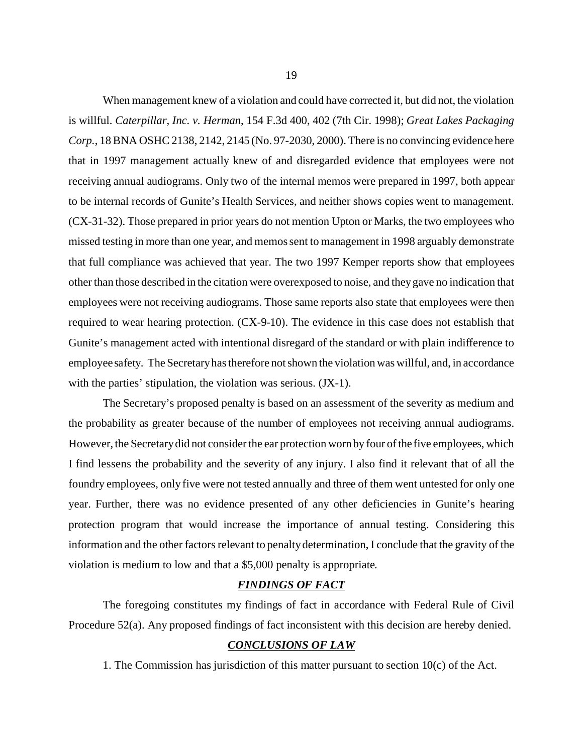When management knew of a violation and could have corrected it, but did not, the violation is willful. *Caterpillar, Inc. v. Herman*, 154 F.3d 400, 402 (7th Cir. 1998); *Great Lakes Packaging Corp.*, 18 BNA OSHC 2138, 2142, 2145 (No. 97-2030, 2000). There is no convincing evidence here that in 1997 management actually knew of and disregarded evidence that employees were not receiving annual audiograms. Only two of the internal memos were prepared in 1997, both appear to be internal records of Gunite's Health Services, and neither shows copies went to management. (CX-31-32). Those prepared in prior years do not mention Upton or Marks, the two employees who missed testing in more than one year, and memos sent to management in 1998 arguably demonstrate that full compliance was achieved that year. The two 1997 Kemper reports show that employees other than those described in the citation were overexposed to noise, and they gave no indication that employees were not receiving audiograms. Those same reports also state that employees were then required to wear hearing protection. (CX-9-10). The evidence in this case does not establish that Gunite's management acted with intentional disregard of the standard or with plain indifference to employee safety. The Secretary has therefore not shown the violation was willful, and, in accordance with the parties' stipulation, the violation was serious. (JX-1).

The Secretary's proposed penalty is based on an assessment of the severity as medium and the probability as greater because of the number of employees not receiving annual audiograms. However, the Secretary did not consider the ear protection worn by four of the five employees, which I find lessens the probability and the severity of any injury. I also find it relevant that of all the foundry employees, only five were not tested annually and three of them went untested for only one year. Further, there was no evidence presented of any other deficiencies in Gunite's hearing protection program that would increase the importance of annual testing. Considering this information and the other factors relevant to penalty determination, I conclude that the gravity of the violation is medium to low and that a $5,000 penalty is appropriate.

## ***FINDINGS OF FACT***

The foregoing constitutes my findings of fact in accordance with Federal Rule of Civil Procedure 52(a). Any proposed findings of fact inconsistent with this decision are hereby denied.

## ***CONCLUSIONS OF LAW***

1. The Commission has jurisdiction of this matter pursuant to section 10(c) of the Act.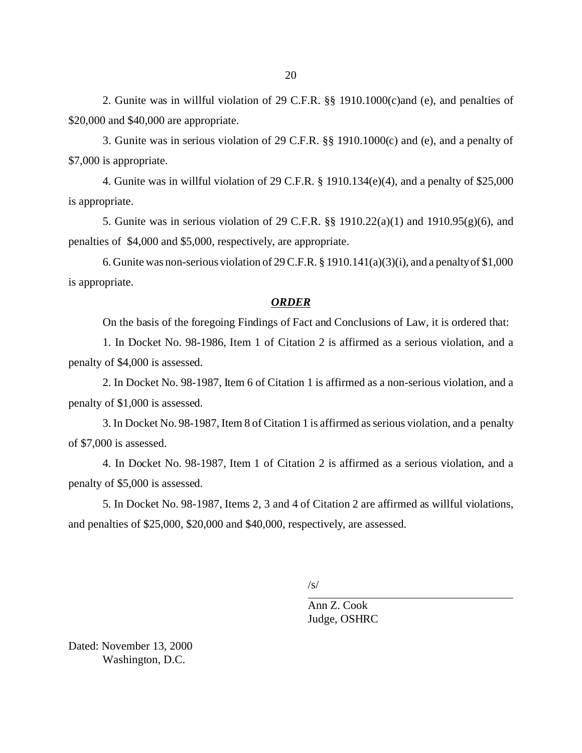2. Gunite was in willful violation of 29 C.F.R. §§ 1910.1000(c)and (e), and penalties of $20,000 and $40,000 are appropriate.

3. Gunite was in serious violation of 29 C.F.R. §§ 1910.1000(c) and (e), and a penalty of $7,000 is appropriate.

4. Gunite was in willful violation of 29 C.F.R. § 1910.134(e)(4), and a penalty of $25,000 is appropriate.

5. Gunite was in serious violation of 29 C.F.R. §§ 1910.22(a)(1) and 1910.95(g)(6), and penalties of $4,000 and $5,000, respectively, are appropriate.

6. Gunite was non-serious violation of 29 C.F.R. § 1910.141(a)(3)(i), and a penalty of $1,000 is appropriate.

***ORDER***

On the basis of the foregoing Findings of Fact and Conclusions of Law, it is ordered that:

1. In Docket No. 98-1986, Item 1 of Citation 2 is affirmed as a serious violation, and a penalty of $4,000 is assessed.

2. In Docket No. 98-1987, Item 6 of Citation 1 is affirmed as a non-serious violation, and a penalty of $1,000 is assessed.

3. In Docket No. 98-1987, Item 8 of Citation 1 is affirmed as serious violation, and a penalty of $7,000 is assessed.

4. In Docket No. 98-1987, Item 1 of Citation 2 is affirmed as a serious violation, and a penalty of $5,000 is assessed.

5. In Docket No. 98-1987, Items 2, 3 and 4 of Citation 2 are affirmed as willful violations, and penalties of $25,000, $20,000 and $40,000, respectively, are assessed.

/s/

Ann Z. Cook
Judge, OSHRC

Dated: November 13, 2000
Washington, D.C.